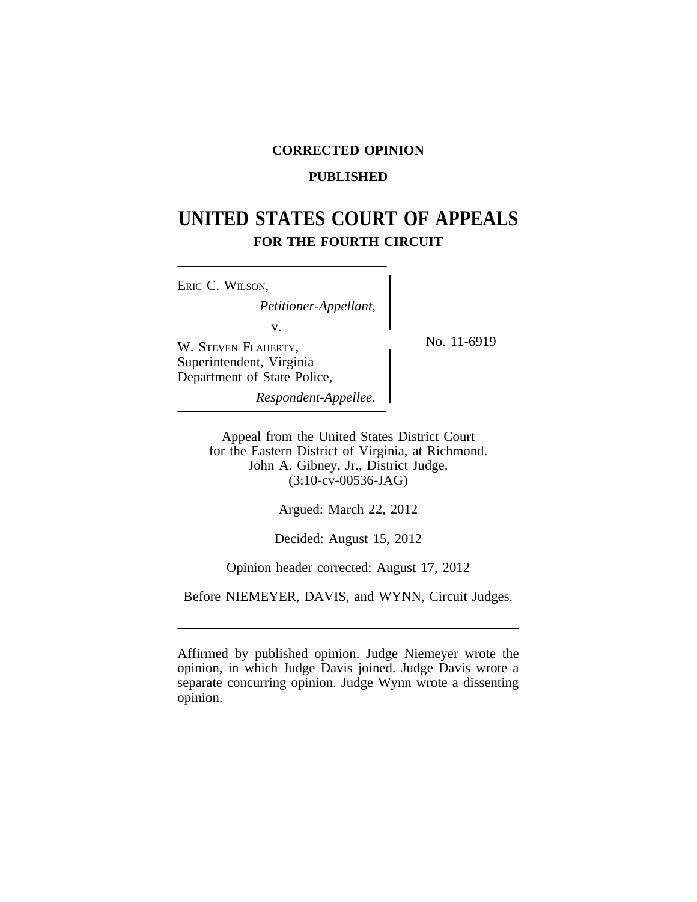**CORRECTED OPINION**

**PUBLISHED**

# UNITED STATES COURT OF APPEALS
## FOR THE FOURTH CIRCUIT

ERIC C. WILSON,
*Petitioner-Appellant,*
v.
W. STEVEN FLAHERTY, Superintendent, Virginia Department of State Police,
*Respondent-Appellee.*

No. 11-6919

Appeal from the United States District Court for the Eastern District of Virginia, at Richmond.
John A. Gibney, Jr., District Judge.
(3:10-cv-00536-JAG)

Argued: March 22, 2012

Decided: August 15, 2012

Opinion header corrected: August 17, 2012

Before NIEMEYER, DAVIS, and WYNN, Circuit Judges.

---

Affirmed by published opinion. Judge Niemeyer wrote the opinion, in which Judge Davis joined. Judge Davis wrote a separate concurring opinion. Judge Wynn wrote a dissenting opinion.

---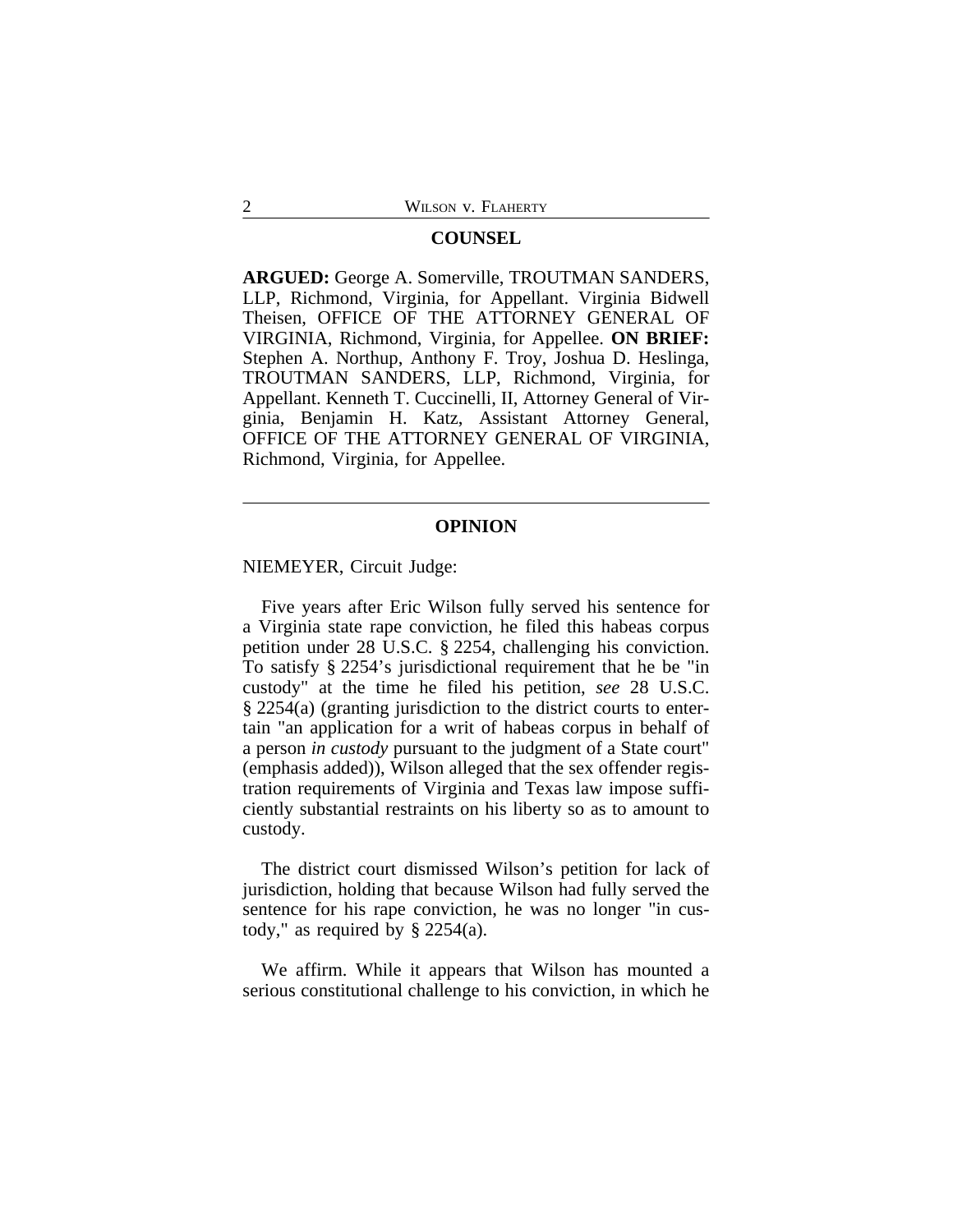## COUNSEL

**ARGUED:** George A. Somerville, TROUTMAN SANDERS, LLP, Richmond, Virginia, for Appellant. Virginia Bidwell Theisen, OFFICE OF THE ATTORNEY GENERAL OF VIRGINIA, Richmond, Virginia, for Appellee. **ON BRIEF:** Stephen A. Northup, Anthony F. Troy, Joshua D. Heslinga, TROUTMAN SANDERS, LLP, Richmond, Virginia, for Appellant. Kenneth T. Cuccinelli, II, Attorney General of Virginia, Benjamin H. Katz, Assistant Attorney General, OFFICE OF THE ATTORNEY GENERAL OF VIRGINIA, Richmond, Virginia, for Appellee.

---

## OPINION

NIEMEYER, Circuit Judge:

Five years after Eric Wilson fully served his sentence for a Virginia state rape conviction, he filed this habeas corpus petition under 28 U.S.C. § 2254, challenging his conviction. To satisfy § 2254's jurisdictional requirement that he be "in custody" at the time he filed his petition, *see* 28 U.S.C. § 2254(a) (granting jurisdiction to the district courts to entertain "an application for a writ of habeas corpus in behalf of a person *in custody* pursuant to the judgment of a State court" (emphasis added)), Wilson alleged that the sex offender registration requirements of Virginia and Texas law impose sufficiently substantial restraints on his liberty so as to amount to custody.

The district court dismissed Wilson's petition for lack of jurisdiction, holding that because Wilson had fully served the sentence for his rape conviction, he was no longer "in custody," as required by § 2254(a).

We affirm. While it appears that Wilson has mounted a serious constitutional challenge to his conviction, in which he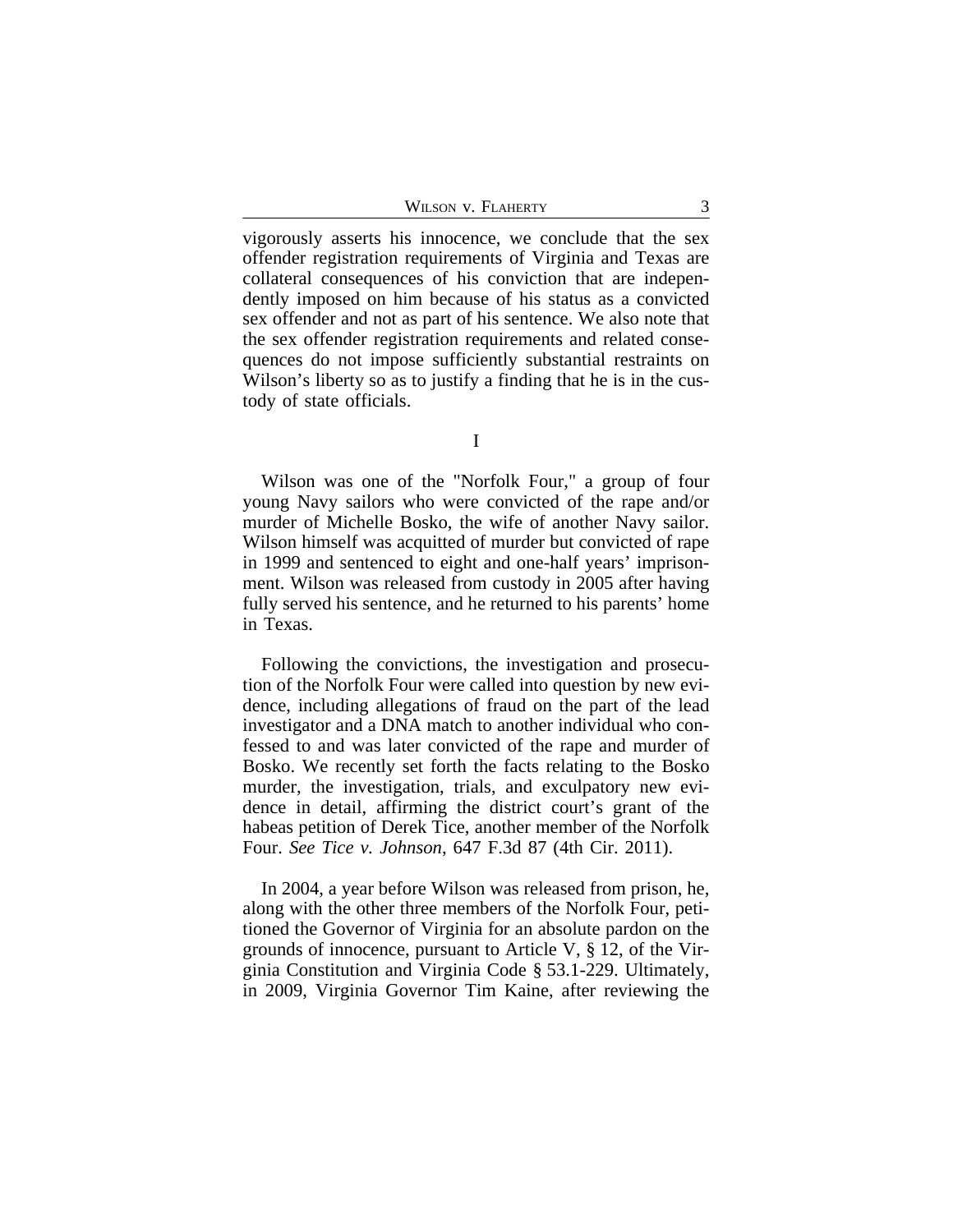vigorously asserts his innocence, we conclude that the sex offender registration requirements of Virginia and Texas are collateral consequences of his conviction that are independently imposed on him because of his status as a convicted sex offender and not as part of his sentence. We also note that the sex offender registration requirements and related consequences do not impose sufficiently substantial restraints on Wilson's liberty so as to justify a finding that he is in the custody of state officials.

## I

Wilson was one of the "Norfolk Four," a group of four young Navy sailors who were convicted of the rape and/or murder of Michelle Bosko, the wife of another Navy sailor. Wilson himself was acquitted of murder but convicted of rape in 1999 and sentenced to eight and one-half years' imprisonment. Wilson was released from custody in 2005 after having fully served his sentence, and he returned to his parents' home in Texas.

Following the convictions, the investigation and prosecution of the Norfolk Four were called into question by new evidence, including allegations of fraud on the part of the lead investigator and a DNA match to another individual who confessed to and was later convicted of the rape and murder of Bosko. We recently set forth the facts relating to the Bosko murder, the investigation, trials, and exculpatory new evidence in detail, affirming the district court's grant of the habeas petition of Derek Tice, another member of the Norfolk Four. *See Tice v. Johnson*, 647 F.3d 87 (4th Cir. 2011).

In 2004, a year before Wilson was released from prison, he, along with the other three members of the Norfolk Four, petitioned the Governor of Virginia for an absolute pardon on the grounds of innocence, pursuant to Article V, § 12, of the Virginia Constitution and Virginia Code § 53.1-229. Ultimately, in 2009, Virginia Governor Tim Kaine, after reviewing the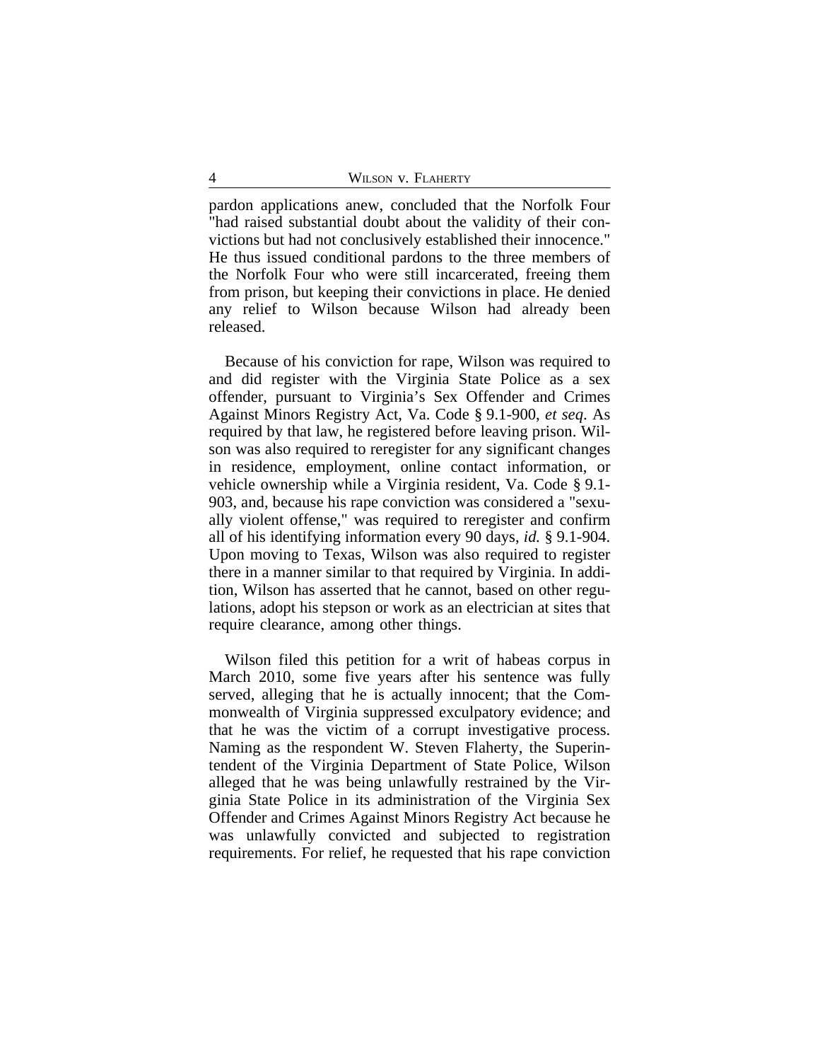pardon applications anew, concluded that the Norfolk Four "had raised substantial doubt about the validity of their convictions but had not conclusively established their innocence." He thus issued conditional pardons to the three members of the Norfolk Four who were still incarcerated, freeing them from prison, but keeping their convictions in place. He denied any relief to Wilson because Wilson had already been released.

Because of his conviction for rape, Wilson was required to and did register with the Virginia State Police as a sex offender, pursuant to Virginia's Sex Offender and Crimes Against Minors Registry Act, Va. Code § 9.1-900, *et seq.* As required by that law, he registered before leaving prison. Wilson was also required to reregister for any significant changes in residence, employment, online contact information, or vehicle ownership while a Virginia resident, Va. Code § 9.1-903, and, because his rape conviction was considered a "sexually violent offense," was required to reregister and confirm all of his identifying information every 90 days, *id.* § 9.1-904. Upon moving to Texas, Wilson was also required to register there in a manner similar to that required by Virginia. In addition, Wilson has asserted that he cannot, based on other regulations, adopt his stepson or work as an electrician at sites that require clearance, among other things.

Wilson filed this petition for a writ of habeas corpus in March 2010, some five years after his sentence was fully served, alleging that he is actually innocent; that the Commonwealth of Virginia suppressed exculpatory evidence; and that he was the victim of a corrupt investigative process. Naming as the respondent W. Steven Flaherty, the Superintendent of the Virginia Department of State Police, Wilson alleged that he was being unlawfully restrained by the Virginia State Police in its administration of the Virginia Sex Offender and Crimes Against Minors Registry Act because he was unlawfully convicted and subjected to registration requirements. For relief, he requested that his rape conviction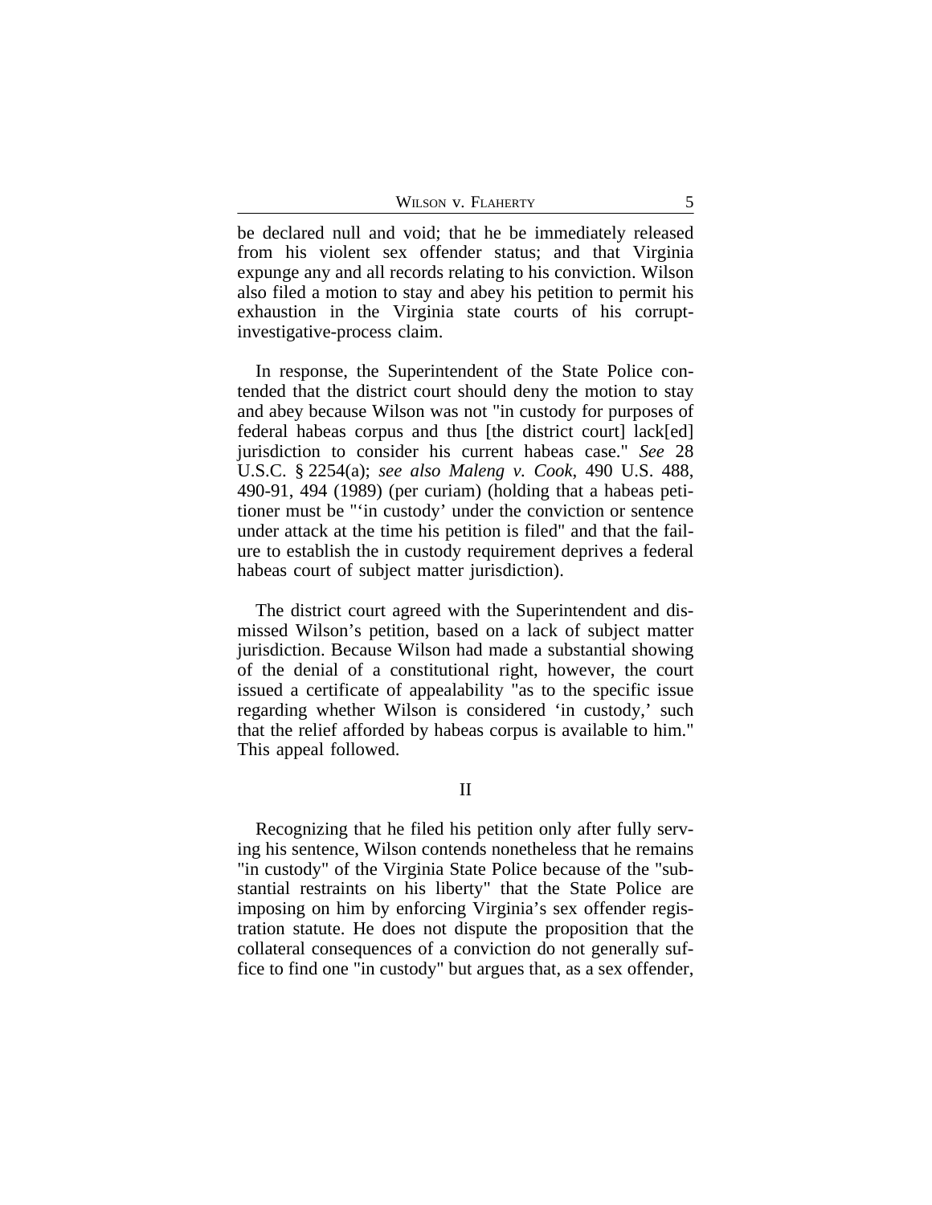be declared null and void; that he be immediately released from his violent sex offender status; and that Virginia expunge any and all records relating to his conviction. Wilson also filed a motion to stay and abey his petition to permit his exhaustion in the Virginia state courts of his corrupt-investigative-process claim.

In response, the Superintendent of the State Police contended that the district court should deny the motion to stay and abey because Wilson was not "in custody for purposes of federal habeas corpus and thus [the district court] lack[ed] jurisdiction to consider his current habeas case." *See* 28 U.S.C. § 2254(a); *see also Maleng v. Cook*, 490 U.S. 488, 490-91, 494 (1989) (per curiam) (holding that a habeas petitioner must be "'in custody' under the conviction or sentence under attack at the time his petition is filed" and that the failure to establish the in custody requirement deprives a federal habeas court of subject matter jurisdiction).

The district court agreed with the Superintendent and dismissed Wilson's petition, based on a lack of subject matter jurisdiction. Because Wilson had made a substantial showing of the denial of a constitutional right, however, the court issued a certificate of appealability "as to the specific issue regarding whether Wilson is considered 'in custody,' such that the relief afforded by habeas corpus is available to him." This appeal followed.

## II

Recognizing that he filed his petition only after fully serving his sentence, Wilson contends nonetheless that he remains "in custody" of the Virginia State Police because of the "substantial restraints on his liberty" that the State Police are imposing on him by enforcing Virginia's sex offender registration statute. He does not dispute the proposition that the collateral consequences of a conviction do not generally suffice to find one "in custody" but argues that, as a sex offender,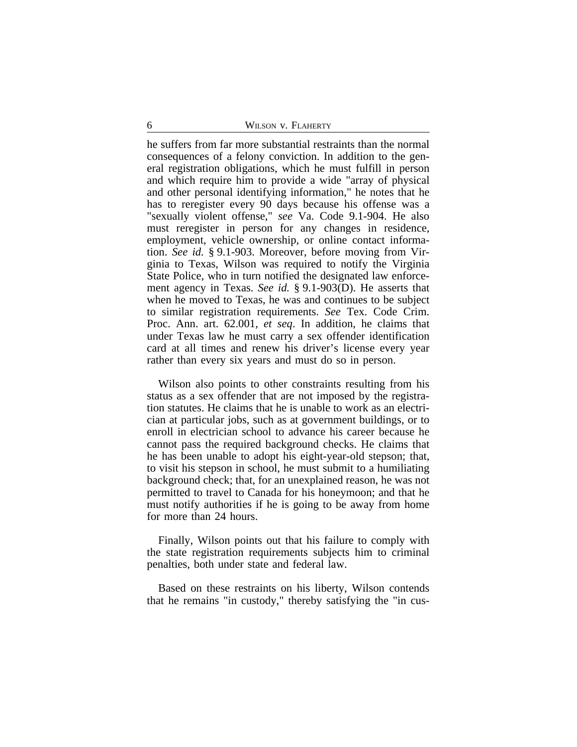he suffers from far more substantial restraints than the normal consequences of a felony conviction. In addition to the general registration obligations, which he must fulfill in person and which require him to provide a wide "array of physical and other personal identifying information," he notes that he has to reregister every 90 days because his offense was a "sexually violent offense," *see* Va. Code 9.1-904. He also must reregister in person for any changes in residence, employment, vehicle ownership, or online contact information. *See id.* § 9.1-903. Moreover, before moving from Virginia to Texas, Wilson was required to notify the Virginia State Police, who in turn notified the designated law enforcement agency in Texas. *See id.* § 9.1-903(D). He asserts that when he moved to Texas, he was and continues to be subject to similar registration requirements. *See* Tex. Code Crim. Proc. Ann. art. 62.001, *et seq*. In addition, he claims that under Texas law he must carry a sex offender identification card at all times and renew his driver's license every year rather than every six years and must do so in person.

Wilson also points to other constraints resulting from his status as a sex offender that are not imposed by the registration statutes. He claims that he is unable to work as an electrician at particular jobs, such as at government buildings, or to enroll in electrician school to advance his career because he cannot pass the required background checks. He claims that he has been unable to adopt his eight-year-old stepson; that, to visit his stepson in school, he must submit to a humiliating background check; that, for an unexplained reason, he was not permitted to travel to Canada for his honeymoon; and that he must notify authorities if he is going to be away from home for more than 24 hours.

Finally, Wilson points out that his failure to comply with the state registration requirements subjects him to criminal penalties, both under state and federal law.

Based on these restraints on his liberty, Wilson contends that he remains "in custody," thereby satisfying the "in cus-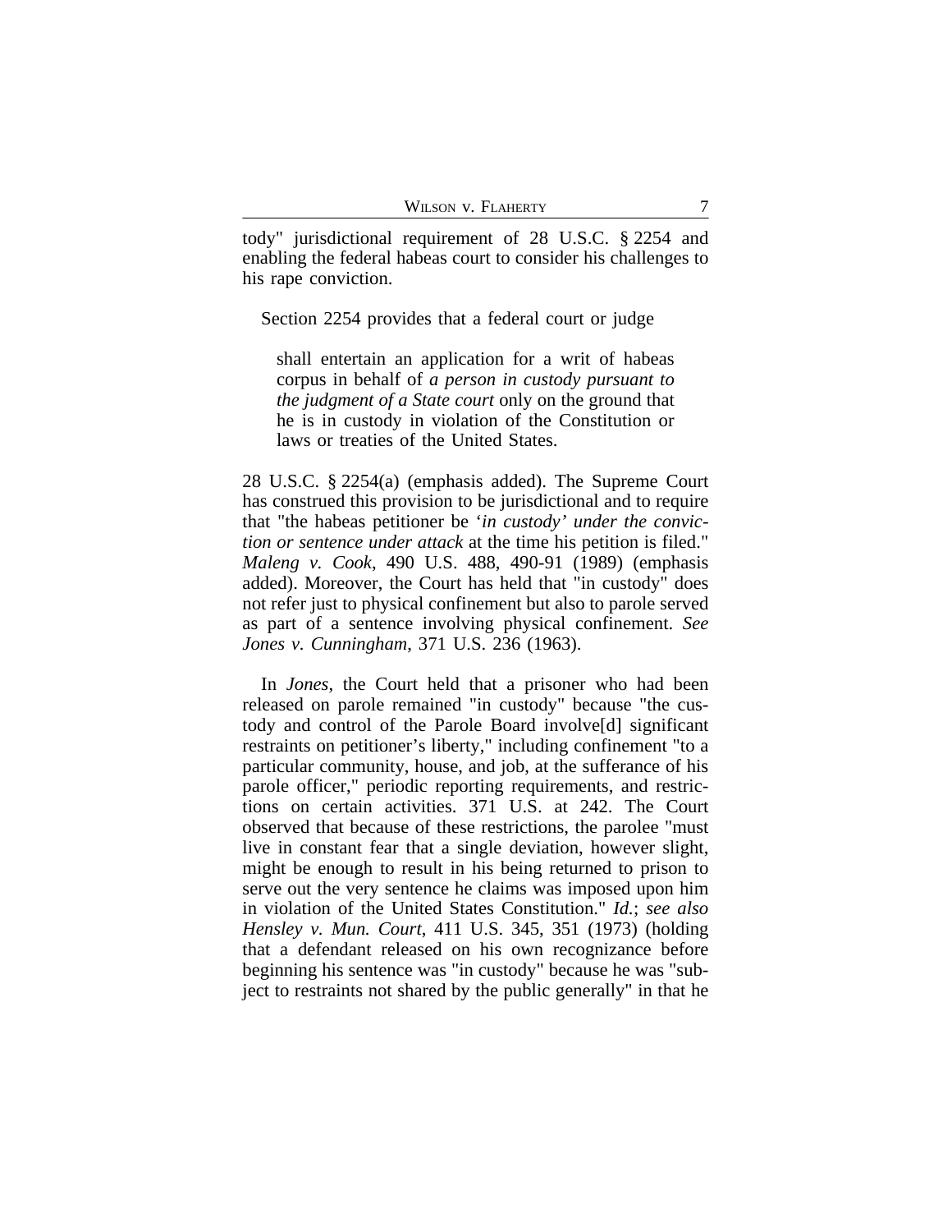tody" jurisdictional requirement of 28 U.S.C. § 2254 and enabling the federal habeas court to consider his challenges to his rape conviction.

Section 2254 provides that a federal court or judge

> shall entertain an application for a writ of habeas corpus in behalf of *a person in custody pursuant to the judgment of a State court* only on the ground that he is in custody in violation of the Constitution or laws or treaties of the United States.

28 U.S.C. § 2254(a) (emphasis added). The Supreme Court has construed this provision to be jurisdictional and to require that "the habeas petitioner be '*in custody' under the conviction or sentence under attack* at the time his petition is filed." *Maleng v. Cook*, 490 U.S. 488, 490-91 (1989) (emphasis added). Moreover, the Court has held that "in custody" does not refer just to physical confinement but also to parole served as part of a sentence involving physical confinement. *See Jones v. Cunningham*, 371 U.S. 236 (1963).

In *Jones*, the Court held that a prisoner who had been released on parole remained "in custody" because "the custody and control of the Parole Board involve[d] significant restraints on petitioner's liberty," including confinement "to a particular community, house, and job, at the sufferance of his parole officer," periodic reporting requirements, and restrictions on certain activities. 371 U.S. at 242. The Court observed that because of these restrictions, the parolee "must live in constant fear that a single deviation, however slight, might be enough to result in his being returned to prison to serve out the very sentence he claims was imposed upon him in violation of the United States Constitution." *Id.*; *see also Hensley v. Mun. Court*, 411 U.S. 345, 351 (1973) (holding that a defendant released on his own recognizance before beginning his sentence was "in custody" because he was "subject to restraints not shared by the public generally" in that he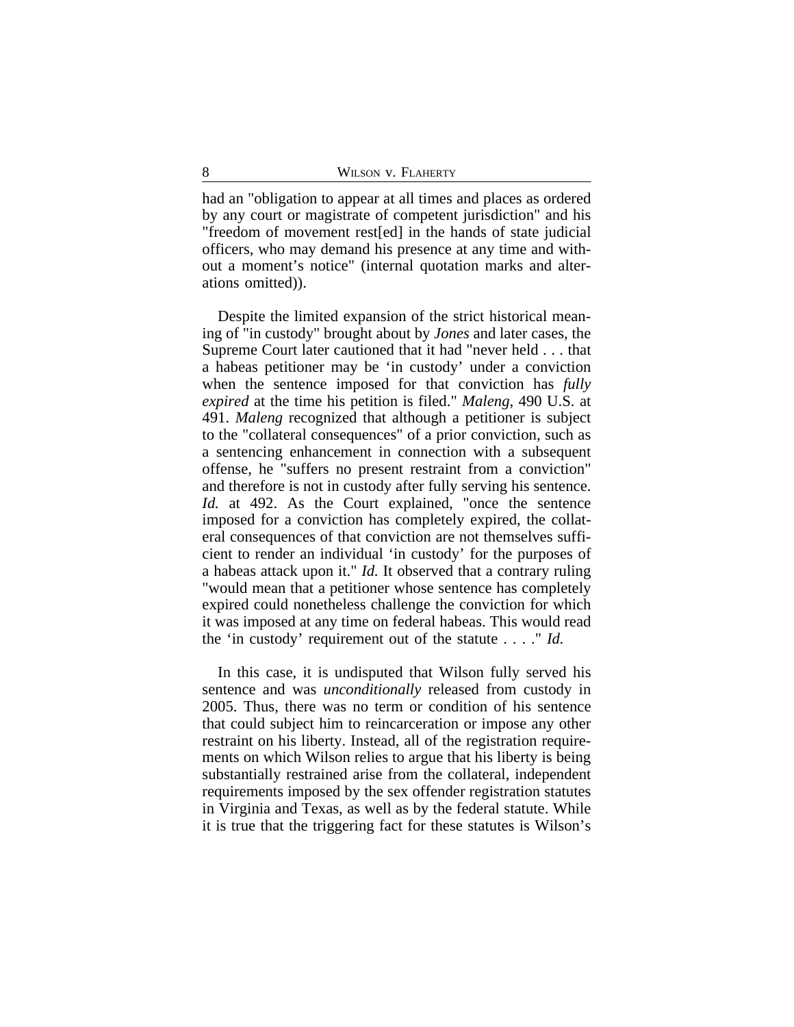had an "obligation to appear at all times and places as ordered by any court or magistrate of competent jurisdiction" and his "freedom of movement rest[ed] in the hands of state judicial officers, who may demand his presence at any time and without a moment's notice" (internal quotation marks and alterations omitted)).

Despite the limited expansion of the strict historical meaning of "in custody" brought about by *Jones* and later cases, the Supreme Court later cautioned that it had "never held . . . that a habeas petitioner may be 'in custody' under a conviction when the sentence imposed for that conviction has *fully expired* at the time his petition is filed." *Maleng*, 490 U.S. at 491. *Maleng* recognized that although a petitioner is subject to the "collateral consequences" of a prior conviction, such as a sentencing enhancement in connection with a subsequent offense, he "suffers no present restraint from a conviction" and therefore is not in custody after fully serving his sentence. *Id.* at 492. As the Court explained, "once the sentence imposed for a conviction has completely expired, the collateral consequences of that conviction are not themselves sufficient to render an individual 'in custody' for the purposes of a habeas attack upon it." *Id.* It observed that a contrary ruling "would mean that a petitioner whose sentence has completely expired could nonetheless challenge the conviction for which it was imposed at any time on federal habeas. This would read the 'in custody' requirement out of the statute . . . ." *Id.*

In this case, it is undisputed that Wilson fully served his sentence and was *unconditionally* released from custody in 2005. Thus, there was no term or condition of his sentence that could subject him to reincarceration or impose any other restraint on his liberty. Instead, all of the registration requirements on which Wilson relies to argue that his liberty is being substantially restrained arise from the collateral, independent requirements imposed by the sex offender registration statutes in Virginia and Texas, as well as by the federal statute. While it is true that the triggering fact for these statutes is Wilson's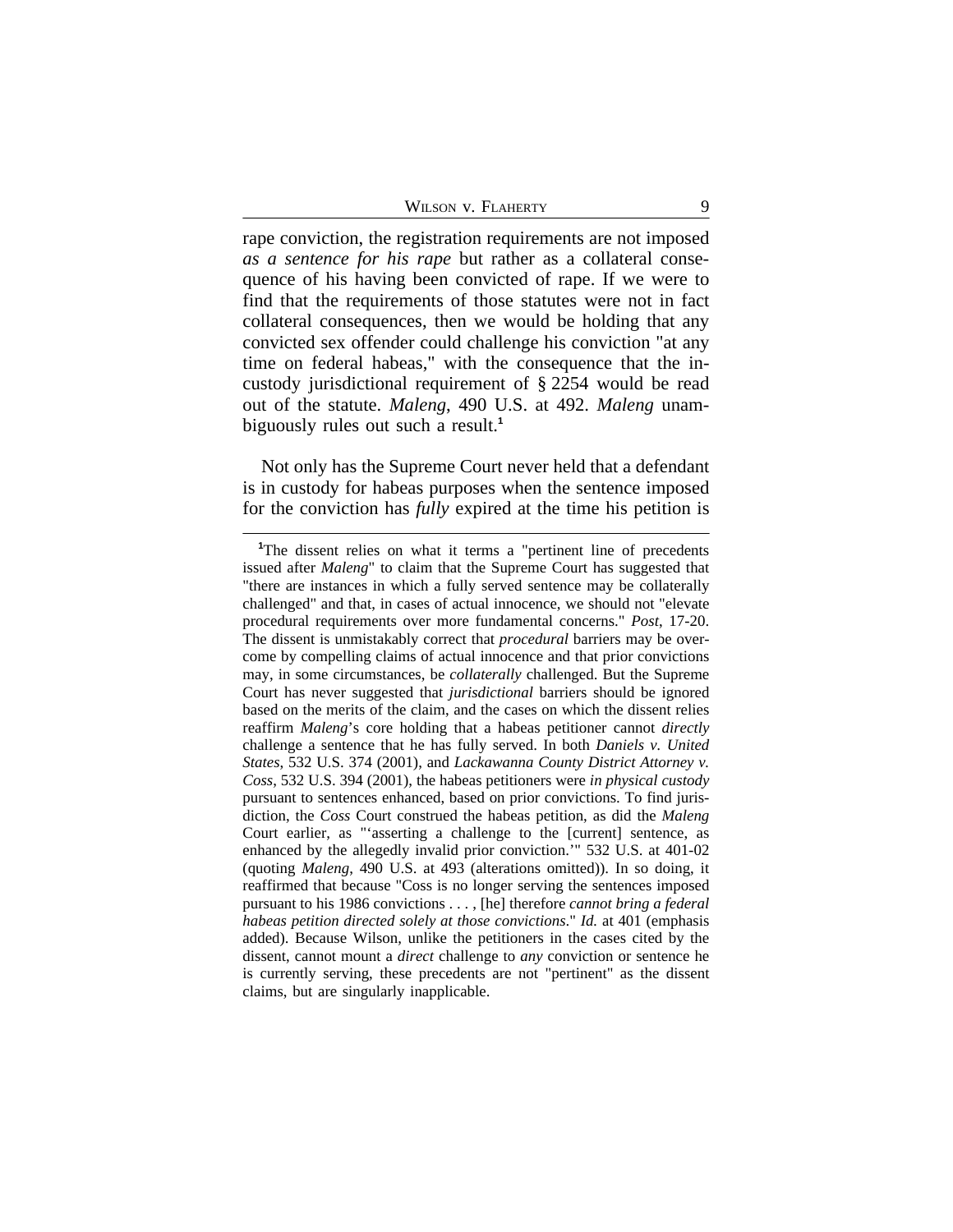rape conviction, the registration requirements are not imposed *as a sentence for his rape* but rather as a collateral consequence of his having been convicted of rape. If we were to find that the requirements of those statutes were not in fact collateral consequences, then we would be holding that any convicted sex offender could challenge his conviction "at any time on federal habeas," with the consequence that the in-custody jurisdictional requirement of § 2254 would be read out of the statute. *Maleng*, 490 U.S. at 492. *Maleng* unambiguously rules out such a result.[1]

Not only has the Supreme Court never held that a defendant is in custody for habeas purposes when the sentence imposed for the conviction has *fully* expired at the time his petition is

---

[1]The dissent relies on what it terms a "pertinent line of precedents issued after *Maleng*" to claim that the Supreme Court has suggested that "there are instances in which a fully served sentence may be collaterally challenged" and that, in cases of actual innocence, we should not "elevate procedural requirements over more fundamental concerns." *Post*, 17-20. The dissent is unmistakably correct that *procedural* barriers may be overcome by compelling claims of actual innocence and that prior convictions may, in some circumstances, be *collaterally* challenged. But the Supreme Court has never suggested that *jurisdictional* barriers should be ignored based on the merits of the claim, and the cases on which the dissent relies reaffirm *Maleng*'s core holding that a habeas petitioner cannot *directly* challenge a sentence that he has fully served. In both *Daniels v. United States*, 532 U.S. 374 (2001), and *Lackawanna County District Attorney v. Coss*, 532 U.S. 394 (2001), the habeas petitioners were *in physical custody* pursuant to sentences enhanced, based on prior convictions. To find jurisdiction, the *Coss* Court construed the habeas petition, as did the *Maleng* Court earlier, as "'asserting a challenge to the [current] sentence, as enhanced by the allegedly invalid prior conviction.'" 532 U.S. at 401-02 (quoting *Maleng*, 490 U.S. at 493 (alterations omitted)). In so doing, it reaffirmed that because "Coss is no longer serving the sentences imposed pursuant to his 1986 convictions . . . , [he] therefore *cannot bring a federal habeas petition directed solely at those convictions*." *Id.* at 401 (emphasis added). Because Wilson, unlike the petitioners in the cases cited by the dissent, cannot mount a *direct* challenge to *any* conviction or sentence he is currently serving, these precedents are not "pertinent" as the dissent claims, but are singularly inapplicable.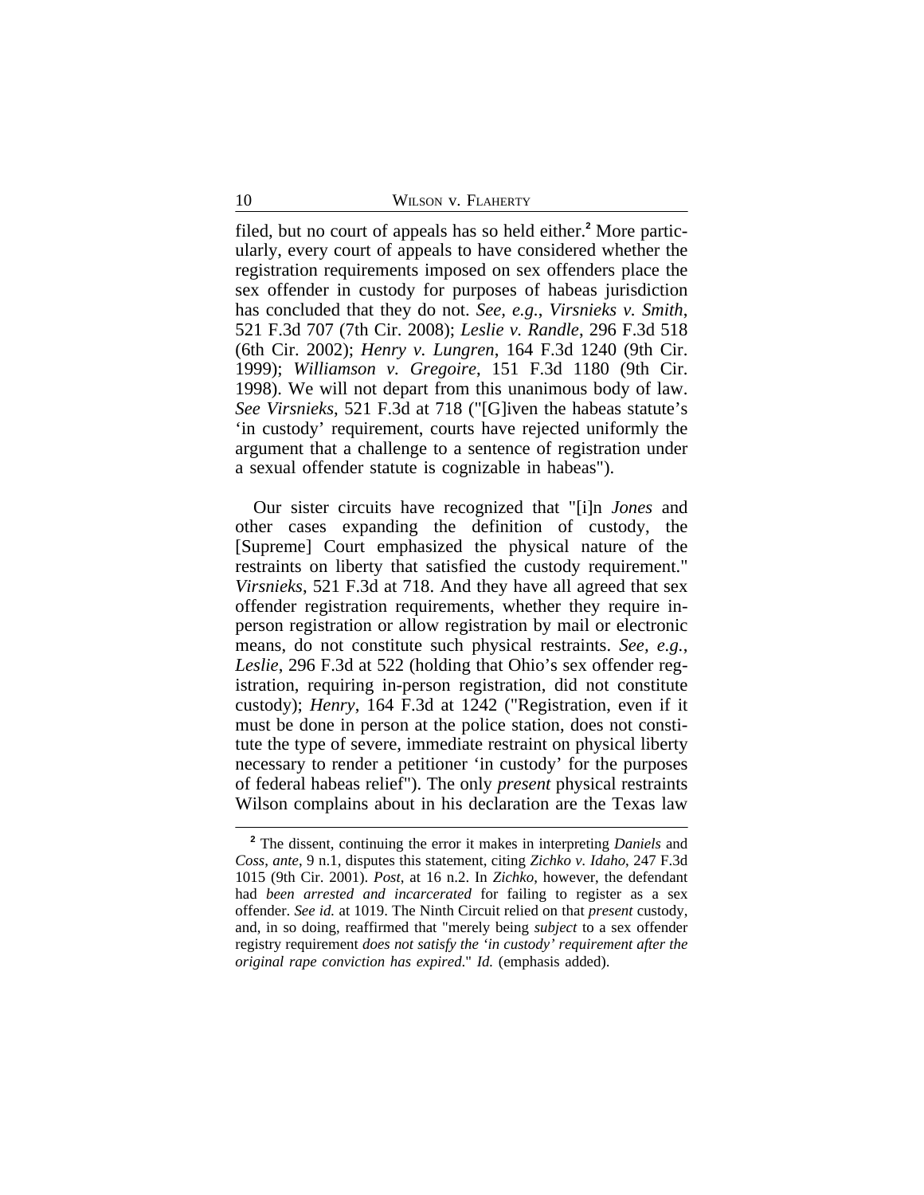filed, but no court of appeals has so held either.[2] More particularly, every court of appeals to have considered whether the registration requirements imposed on sex offenders place the sex offender in custody for purposes of habeas jurisdiction has concluded that they do not. *See, e.g.*, *Virsnieks v. Smith*, 521 F.3d 707 (7th Cir. 2008); *Leslie v. Randle*, 296 F.3d 518 (6th Cir. 2002); *Henry v. Lungren*, 164 F.3d 1240 (9th Cir. 1999); *Williamson v. Gregoire*, 151 F.3d 1180 (9th Cir. 1998). We will not depart from this unanimous body of law. *See Virsnieks*, 521 F.3d at 718 ("[G]iven the habeas statute's 'in custody' requirement, courts have rejected uniformly the argument that a challenge to a sentence of registration under a sexual offender statute is cognizable in habeas").

Our sister circuits have recognized that "[i]n *Jones* and other cases expanding the definition of custody, the [Supreme] Court emphasized the physical nature of the restraints on liberty that satisfied the custody requirement." *Virsnieks*, 521 F.3d at 718. And they have all agreed that sex offender registration requirements, whether they require in-person registration or allow registration by mail or electronic means, do not constitute such physical restraints. *See, e.g.*, *Leslie*, 296 F.3d at 522 (holding that Ohio's sex offender registration, requiring in-person registration, did not constitute custody); *Henry*, 164 F.3d at 1242 ("Registration, even if it must be done in person at the police station, does not constitute the type of severe, immediate restraint on physical liberty necessary to render a petitioner 'in custody' for the purposes of federal habeas relief"). The only *present* physical restraints Wilson complains about in his declaration are the Texas law

---

[2] The dissent, continuing the error it makes in interpreting *Daniels* and *Coss*, *ante*, 9 n.1, disputes this statement, citing *Zichko v. Idaho*, 247 F.3d 1015 (9th Cir. 2001). *Post*, at 16 n.2. In *Zichko*, however, the defendant had *been arrested and incarcerated* for failing to register as a sex offender. *See id.* at 1019. The Ninth Circuit relied on that *present* custody, and, in so doing, reaffirmed that "merely being *subject* to a sex offender registry requirement *does not satisfy the 'in custody' requirement after the original rape conviction has expired*." *Id.* (emphasis added).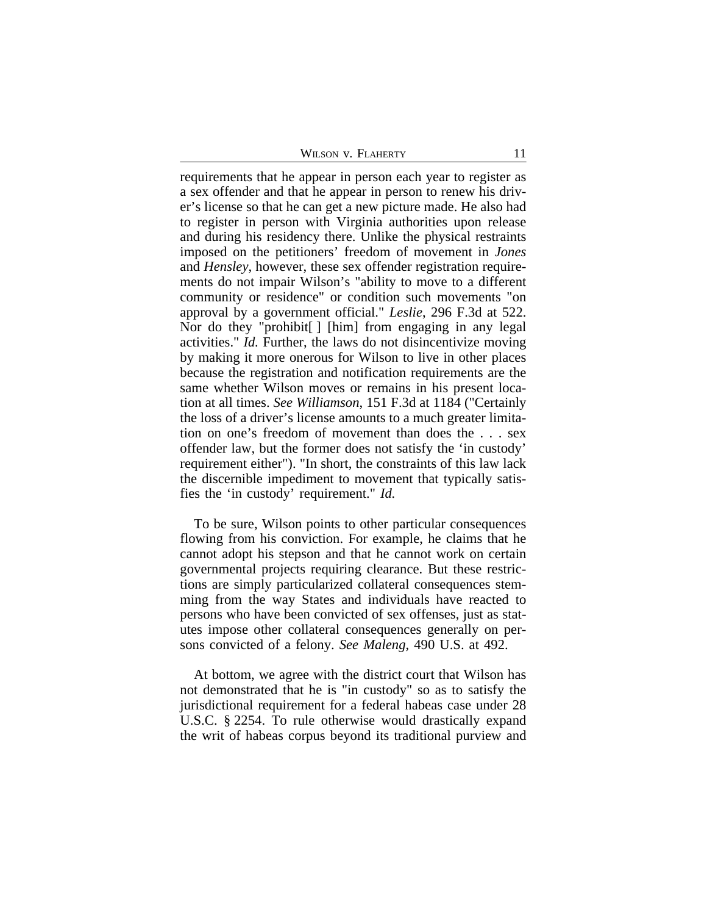requirements that he appear in person each year to register as a sex offender and that he appear in person to renew his driver's license so that he can get a new picture made. He also had to register in person with Virginia authorities upon release and during his residency there. Unlike the physical restraints imposed on the petitioners' freedom of movement in *Jones* and *Hensley*, however, these sex offender registration requirements do not impair Wilson's "ability to move to a different community or residence" or condition such movements "on approval by a government official." *Leslie*, 296 F.3d at 522. Nor do they "prohibit[ ] [him] from engaging in any legal activities." *Id.* Further, the laws do not disincentivize moving by making it more onerous for Wilson to live in other places because the registration and notification requirements are the same whether Wilson moves or remains in his present location at all times. *See Williamson*, 151 F.3d at 1184 ("Certainly the loss of a driver's license amounts to a much greater limitation on one's freedom of movement than does the . . . sex offender law, but the former does not satisfy the 'in custody' requirement either"). "In short, the constraints of this law lack the discernible impediment to movement that typically satisfies the 'in custody' requirement." *Id.*

To be sure, Wilson points to other particular consequences flowing from his conviction. For example, he claims that he cannot adopt his stepson and that he cannot work on certain governmental projects requiring clearance. But these restrictions are simply particularized collateral consequences stemming from the way States and individuals have reacted to persons who have been convicted of sex offenses, just as statutes impose other collateral consequences generally on persons convicted of a felony. *See Maleng*, 490 U.S. at 492.

At bottom, we agree with the district court that Wilson has not demonstrated that he is "in custody" so as to satisfy the jurisdictional requirement for a federal habeas case under 28 U.S.C. § 2254. To rule otherwise would drastically expand the writ of habeas corpus beyond its traditional purview and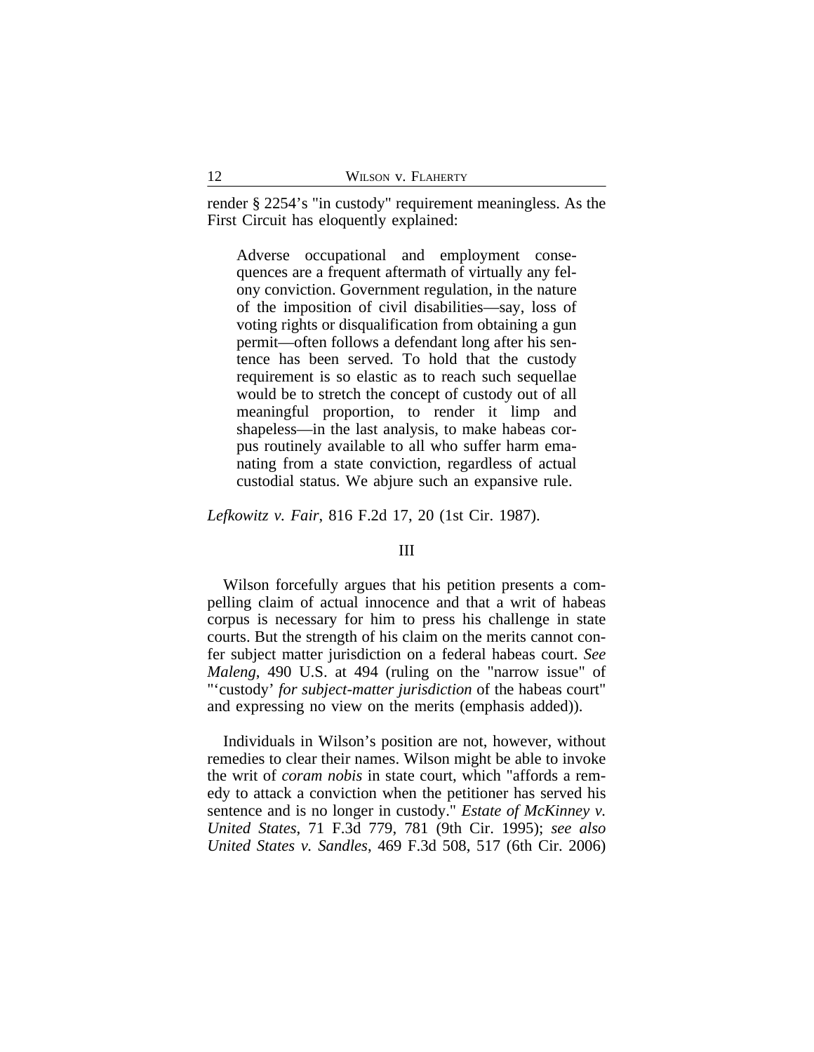render § 2254's "in custody" requirement meaningless. As the First Circuit has eloquently explained:

> Adverse occupational and employment consequences are a frequent aftermath of virtually any felony conviction. Government regulation, in the nature of the imposition of civil disabilities—say, loss of voting rights or disqualification from obtaining a gun permit—often follows a defendant long after his sentence has been served. To hold that the custody requirement is so elastic as to reach such sequellae would be to stretch the concept of custody out of all meaningful proportion, to render it limp and shapeless—in the last analysis, to make habeas corpus routinely available to all who suffer harm emanating from a state conviction, regardless of actual custodial status. We abjure such an expansive rule.

*Lefkowitz v. Fair*, 816 F.2d 17, 20 (1st Cir. 1987).

## III

Wilson forcefully argues that his petition presents a compelling claim of actual innocence and that a writ of habeas corpus is necessary for him to press his challenge in state courts. But the strength of his claim on the merits cannot confer subject matter jurisdiction on a federal habeas court. *See Maleng*, 490 U.S. at 494 (ruling on the "narrow issue" of "'custody' *for subject-matter jurisdiction* of the habeas court" and expressing no view on the merits (emphasis added)).

Individuals in Wilson's position are not, however, without remedies to clear their names. Wilson might be able to invoke the writ of *coram nobis* in state court, which "affords a remedy to attack a conviction when the petitioner has served his sentence and is no longer in custody." *Estate of McKinney v. United States*, 71 F.3d 779, 781 (9th Cir. 1995); *see also United States v. Sandles*, 469 F.3d 508, 517 (6th Cir. 2006)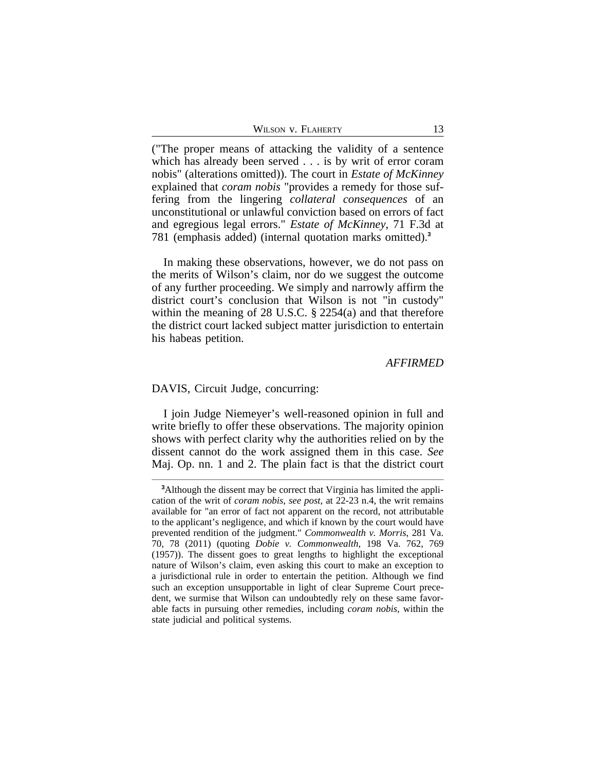("The proper means of attacking the validity of a sentence which has already been served . . . is by writ of error coram nobis" (alterations omitted)). The court in *Estate of McKinney* explained that *coram nobis* "provides a remedy for those suffering from the lingering *collateral consequences* of an unconstitutional or unlawful conviction based on errors of fact and egregious legal errors." *Estate of McKinney*, 71 F.3d at 781 (emphasis added) (internal quotation marks omitted).[3]

In making these observations, however, we do not pass on the merits of Wilson's claim, nor do we suggest the outcome of any further proceeding. We simply and narrowly affirm the district court's conclusion that Wilson is not "in custody" within the meaning of 28 U.S.C. § 2254(a) and that therefore the district court lacked subject matter jurisdiction to entertain his habeas petition.

*AFFIRMED*

DAVIS, Circuit Judge, concurring:

I join Judge Niemeyer's well-reasoned opinion in full and write briefly to offer these observations. The majority opinion shows with perfect clarity why the authorities relied on by the dissent cannot do the work assigned them in this case. *See* Maj. Op. nn. 1 and 2. The plain fact is that the district court

[3]Although the dissent may be correct that Virginia has limited the application of the writ of *coram nobis*, *see post*, at 22-23 n.4, the writ remains available for "an error of fact not apparent on the record, not attributable to the applicant's negligence, and which if known by the court would have prevented rendition of the judgment." *Commonwealth v. Morris*, 281 Va. 70, 78 (2011) (quoting *Dobie v. Commonwealth*, 198 Va. 762, 769 (1957)). The dissent goes to great lengths to highlight the exceptional nature of Wilson's claim, even asking this court to make an exception to a jurisdictional rule in order to entertain the petition. Although we find such an exception unsupportable in light of clear Supreme Court precedent, we surmise that Wilson can undoubtedly rely on these same favorable facts in pursuing other remedies, including *coram nobis*, within the state judicial and political systems.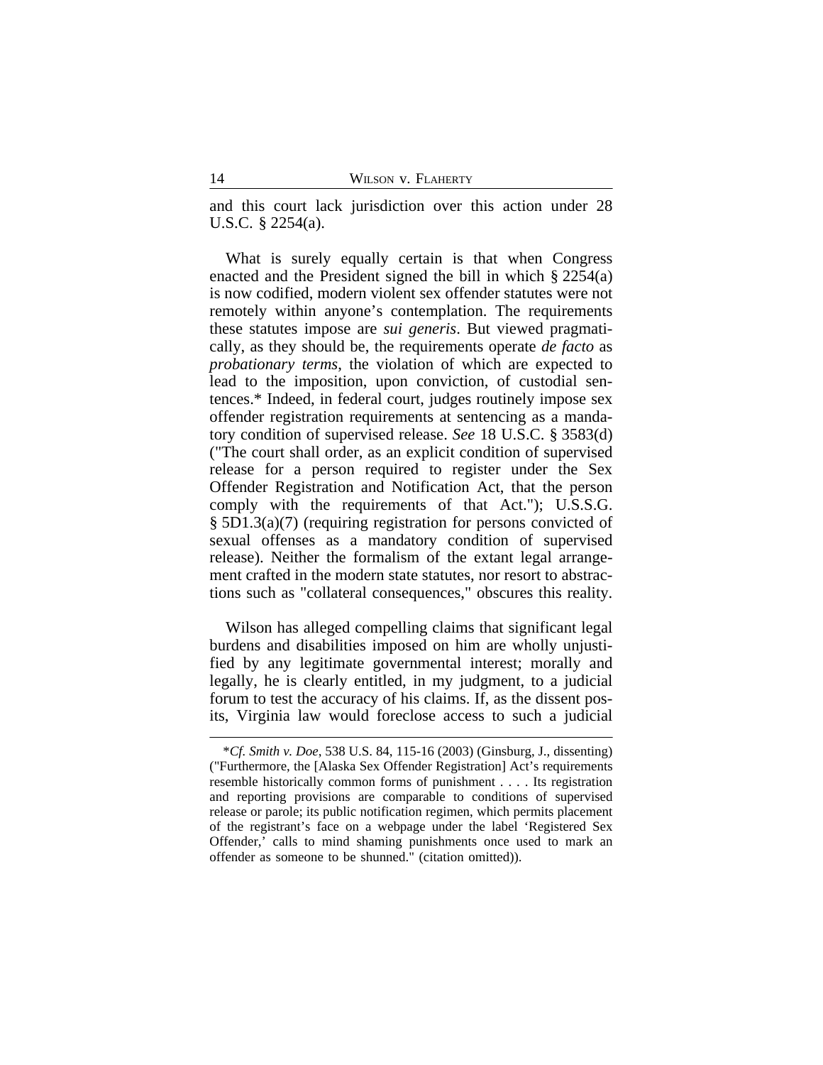and this court lack jurisdiction over this action under 28 U.S.C. § 2254(a).

What is surely equally certain is that when Congress enacted and the President signed the bill in which § 2254(a) is now codified, modern violent sex offender statutes were not remotely within anyone's contemplation. The requirements these statutes impose are *sui generis*. But viewed pragmatically, as they should be, the requirements operate *de facto* as *probationary terms*, the violation of which are expected to lead to the imposition, upon conviction, of custodial sentences.* Indeed, in federal court, judges routinely impose sex offender registration requirements at sentencing as a mandatory condition of supervised release. *See* 18 U.S.C. § 3583(d) ("The court shall order, as an explicit condition of supervised release for a person required to register under the Sex Offender Registration and Notification Act, that the person comply with the requirements of that Act."); U.S.S.G. § 5D1.3(a)(7) (requiring registration for persons convicted of sexual offenses as a mandatory condition of supervised release). Neither the formalism of the extant legal arrangement crafted in the modern state statutes, nor resort to abstractions such as "collateral consequences," obscures this reality.

Wilson has alleged compelling claims that significant legal burdens and disabilities imposed on him are wholly unjustified by any legitimate governmental interest; morally and legally, he is clearly entitled, in my judgment, to a judicial forum to test the accuracy of his claims. If, as the dissent posits, Virginia law would foreclose access to such a judicial

---

*\*Cf. Smith v. Doe*, 538 U.S. 84, 115-16 (2003) (Ginsburg, J., dissenting) ("Furthermore, the [Alaska Sex Offender Registration] Act's requirements resemble historically common forms of punishment . . . . Its registration and reporting provisions are comparable to conditions of supervised release or parole; its public notification regimen, which permits placement of the registrant's face on a webpage under the label 'Registered Sex Offender,' calls to mind shaming punishments once used to mark an offender as someone to be shunned." (citation omitted)).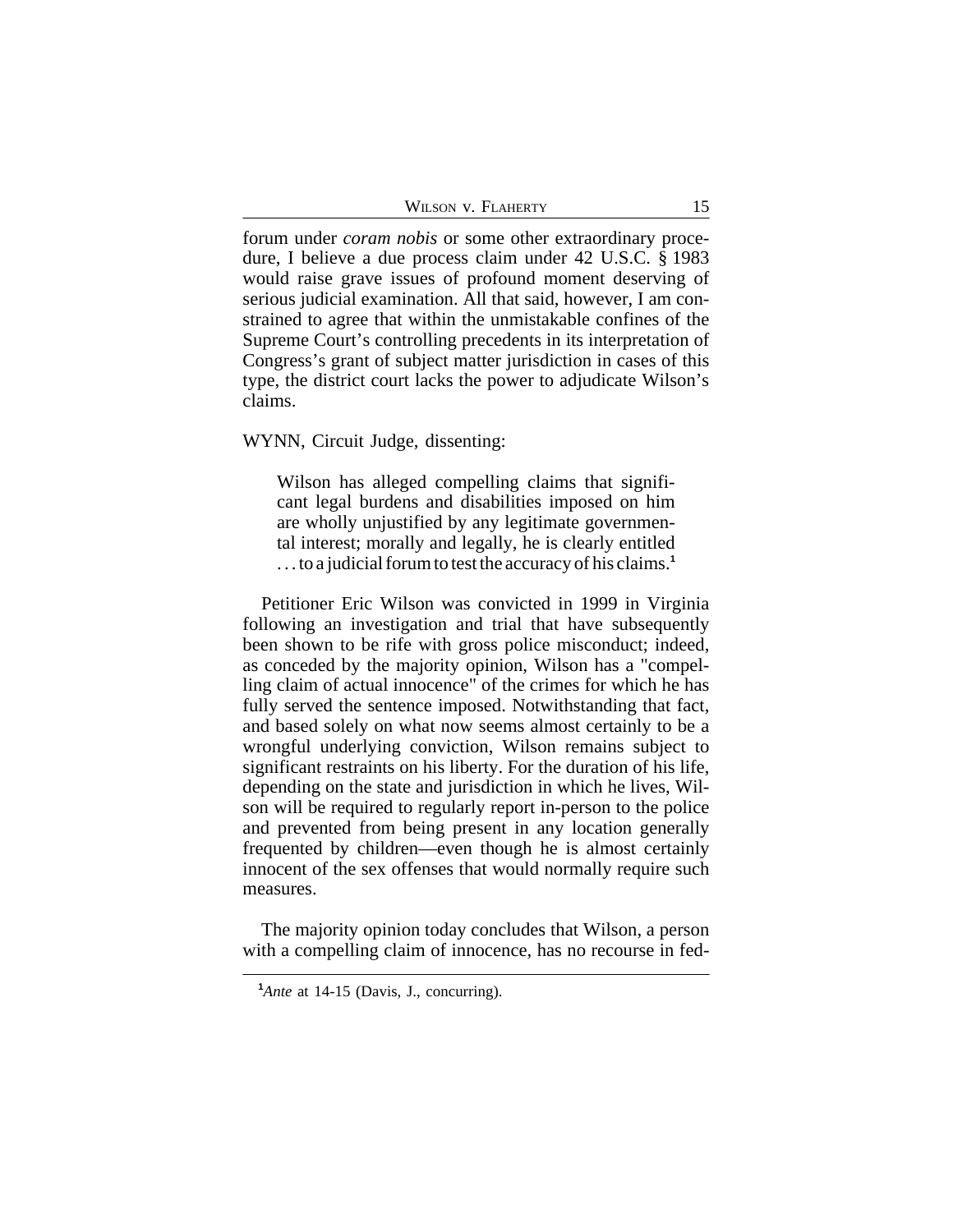forum under *coram nobis* or some other extraordinary procedure, I believe a due process claim under 42 U.S.C. § 1983 would raise grave issues of profound moment deserving of serious judicial examination. All that said, however, I am constrained to agree that within the unmistakable confines of the Supreme Court's controlling precedents in its interpretation of Congress's grant of subject matter jurisdiction in cases of this type, the district court lacks the power to adjudicate Wilson's claims.

WYNN, Circuit Judge, dissenting:

> Wilson has alleged compelling claims that significant legal burdens and disabilities imposed on him are wholly unjustified by any legitimate governmental interest; morally and legally, he is clearly entitled . . . to a judicial forum to test the accuracy of his claims.[1]

Petitioner Eric Wilson was convicted in 1999 in Virginia following an investigation and trial that have subsequently been shown to be rife with gross police misconduct; indeed, as conceded by the majority opinion, Wilson has a "compelling claim of actual innocence" of the crimes for which he has fully served the sentence imposed. Notwithstanding that fact, and based solely on what now seems almost certainly to be a wrongful underlying conviction, Wilson remains subject to significant restraints on his liberty. For the duration of his life, depending on the state and jurisdiction in which he lives, Wilson will be required to regularly report in-person to the police and prevented from being present in any location generally frequented by children—even though he is almost certainly innocent of the sex offenses that would normally require such measures.

The majority opinion today concludes that Wilson, a person with a compelling claim of innocence, has no recourse in fed-

[1] *Ante* at 14-15 (Davis, J., concurring).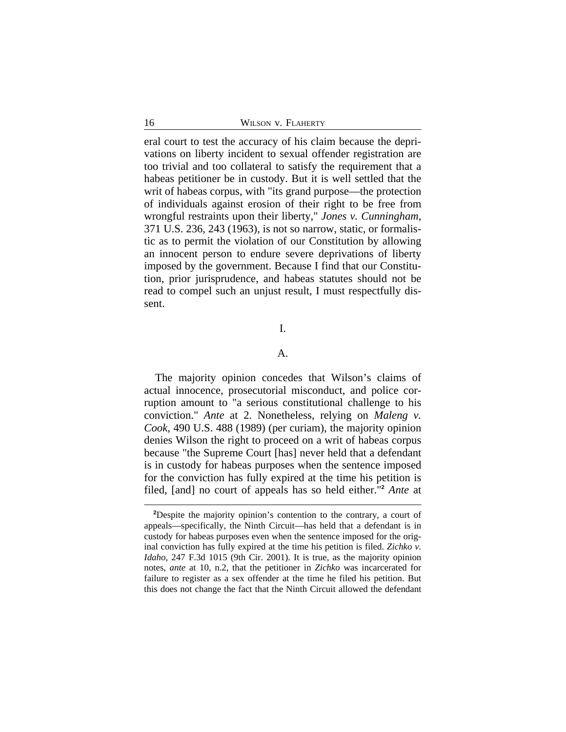eral court to test the accuracy of his claim because the deprivations on liberty incident to sexual offender registration are too trivial and too collateral to satisfy the requirement that a habeas petitioner be in custody. But it is well settled that the writ of habeas corpus, with "its grand purpose—the protection of individuals against erosion of their right to be free from wrongful restraints upon their liberty," *Jones v. Cunningham*, 371 U.S. 236, 243 (1963), is not so narrow, static, or formalistic as to permit the violation of our Constitution by allowing an innocent person to endure severe deprivations of liberty imposed by the government. Because I find that our Constitution, prior jurisprudence, and habeas statutes should not be read to compel such an unjust result, I must respectfully dissent.

I.

A.

The majority opinion concedes that Wilson's claims of actual innocence, prosecutorial misconduct, and police corruption amount to "a serious constitutional challenge to his conviction." *Ante* at 2. Nonetheless, relying on *Maleng v. Cook*, 490 U.S. 488 (1989) (per curiam), the majority opinion denies Wilson the right to proceed on a writ of habeas corpus because "the Supreme Court [has] never held that a defendant is in custody for habeas purposes when the sentence imposed for the conviction has fully expired at the time his petition is filed, [and] no court of appeals has so held either."[2] *Ante* at

[2]Despite the majority opinion's contention to the contrary, a court of appeals—specifically, the Ninth Circuit—has held that a defendant is in custody for habeas purposes even when the sentence imposed for the original conviction has fully expired at the time his petition is filed. *Zichko v. Idaho*, 247 F.3d 1015 (9th Cir. 2001). It is true, as the majority opinion notes, *ante* at 10, n.2, that the petitioner in *Zichko* was incarcerated for failure to register as a sex offender at the time he filed his petition. But this does not change the fact that the Ninth Circuit allowed the defendant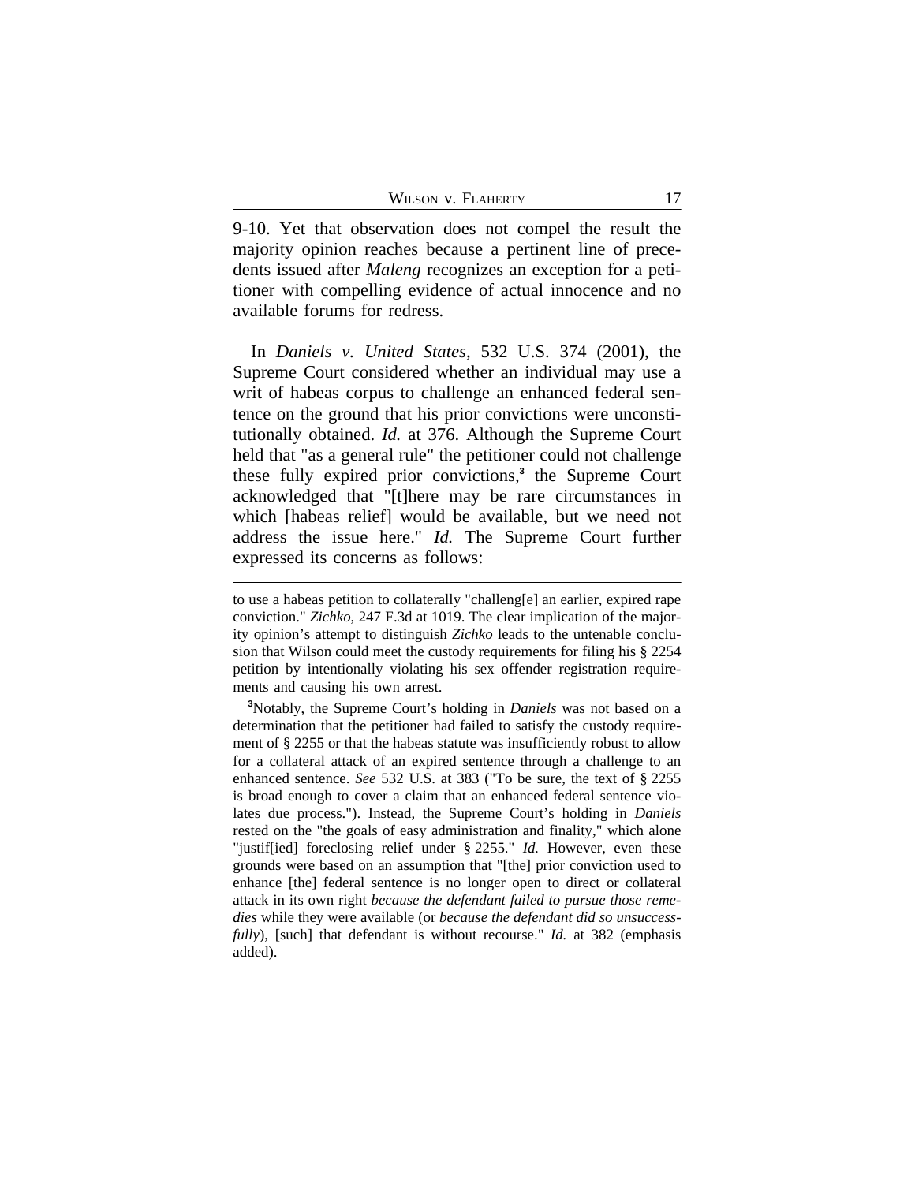9-10. Yet that observation does not compel the result the majority opinion reaches because a pertinent line of precedents issued after *Maleng* recognizes an exception for a petitioner with compelling evidence of actual innocence and no available forums for redress.

In *Daniels v. United States*, 532 U.S. 374 (2001), the Supreme Court considered whether an individual may use a writ of habeas corpus to challenge an enhanced federal sentence on the ground that his prior convictions were unconstitutionally obtained. *Id.* at 376. Although the Supreme Court held that "as a general rule" the petitioner could not challenge these fully expired prior convictions,[3] the Supreme Court acknowledged that "[t]here may be rare circumstances in which [habeas relief] would be available, but we need not address the issue here." *Id.* The Supreme Court further expressed its concerns as follows:

---

to use a habeas petition to collaterally "challeng[e] an earlier, expired rape conviction." *Zichko*, 247 F.3d at 1019. The clear implication of the majority opinion's attempt to distinguish *Zichko* leads to the untenable conclusion that Wilson could meet the custody requirements for filing his § 2254 petition by intentionally violating his sex offender registration requirements and causing his own arrest.

[3]Notably, the Supreme Court's holding in *Daniels* was not based on a determination that the petitioner had failed to satisfy the custody requirement of § 2255 or that the habeas statute was insufficiently robust to allow for a collateral attack of an expired sentence through a challenge to an enhanced sentence. *See* 532 U.S. at 383 ("To be sure, the text of § 2255 is broad enough to cover a claim that an enhanced federal sentence violates due process."). Instead, the Supreme Court's holding in *Daniels* rested on the "the goals of easy administration and finality," which alone "justif[ied] foreclosing relief under § 2255." *Id.* However, even these grounds were based on an assumption that "[the] prior conviction used to enhance [the] federal sentence is no longer open to direct or collateral attack in its own right *because the defendant failed to pursue those remedies* while they were available (or *because the defendant did so unsuccessfully*), [such] that defendant is without recourse." *Id.* at 382 (emphasis added).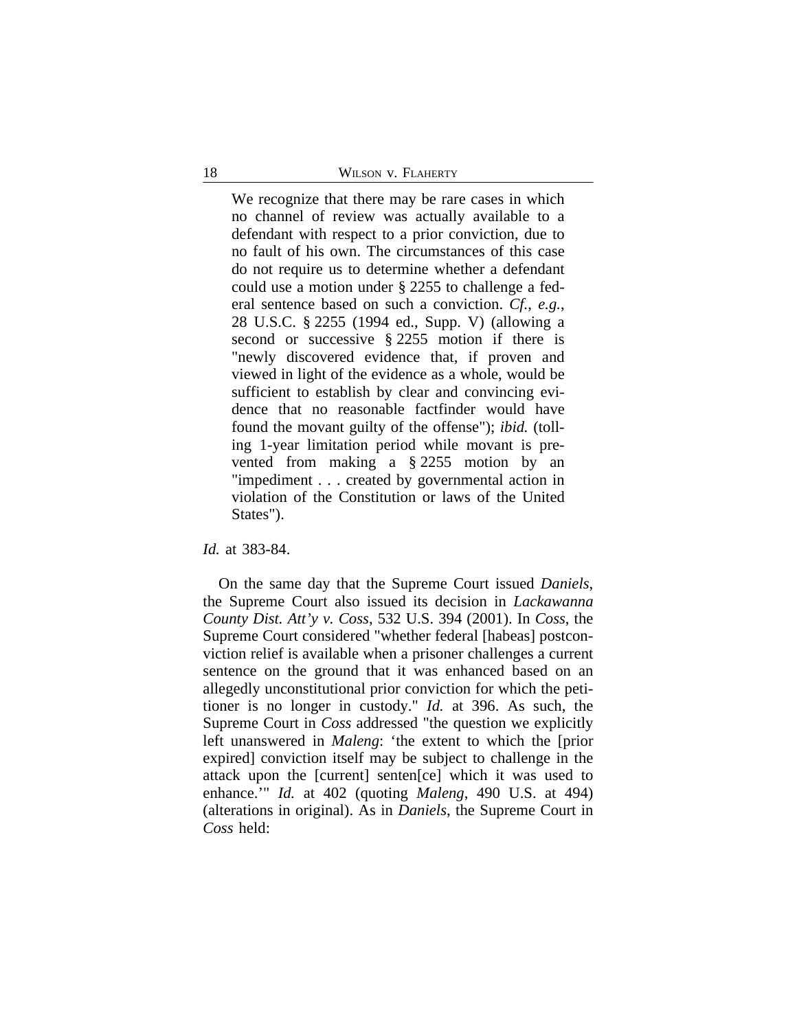> We recognize that there may be rare cases in which no channel of review was actually available to a defendant with respect to a prior conviction, due to no fault of his own. The circumstances of this case do not require us to determine whether a defendant could use a motion under § 2255 to challenge a federal sentence based on such a conviction. *Cf., e.g.*, 28 U.S.C. § 2255 (1994 ed., Supp. V) (allowing a second or successive § 2255 motion if there is "newly discovered evidence that, if proven and viewed in light of the evidence as a whole, would be sufficient to establish by clear and convincing evidence that no reasonable factfinder would have found the movant guilty of the offense"); *ibid.* (tolling 1-year limitation period while movant is prevented from making a § 2255 motion by an "impediment . . . created by governmental action in violation of the Constitution or laws of the United States").

*Id.* at 383-84.

On the same day that the Supreme Court issued *Daniels*, the Supreme Court also issued its decision in *Lackawanna County Dist. Att'y v. Coss*, 532 U.S. 394 (2001). In *Coss*, the Supreme Court considered "whether federal [habeas] postconviction relief is available when a prisoner challenges a current sentence on the ground that it was enhanced based on an allegedly unconstitutional prior conviction for which the petitioner is no longer in custody." *Id.* at 396. As such, the Supreme Court in *Coss* addressed "the question we explicitly left unanswered in *Maleng*: 'the extent to which the [prior expired] conviction itself may be subject to challenge in the attack upon the [current] senten[ce] which it was used to enhance.'" *Id.* at 402 (quoting *Maleng*, 490 U.S. at 494) (alterations in original). As in *Daniels*, the Supreme Court in *Coss* held: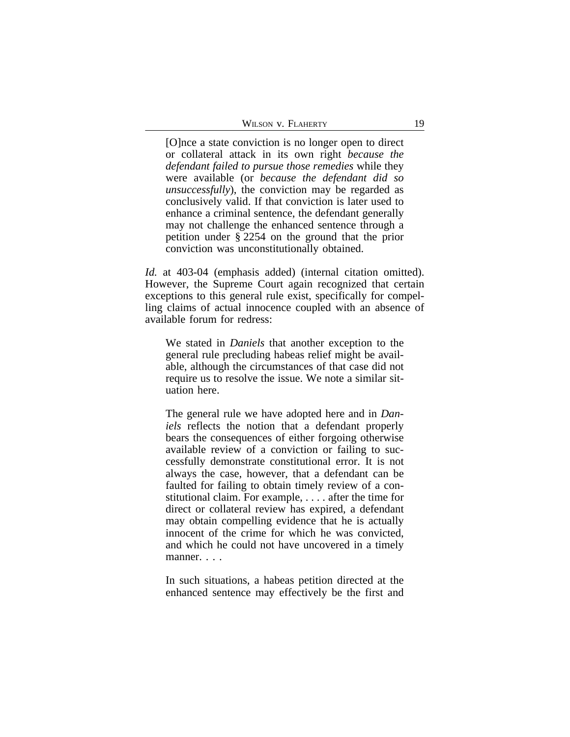> [O]nce a state conviction is no longer open to direct or collateral attack in its own right *because the defendant failed to pursue those remedies* while they were available (or *because the defendant did so unsuccessfully*), the conviction may be regarded as conclusively valid. If that conviction is later used to enhance a criminal sentence, the defendant generally may not challenge the enhanced sentence through a petition under § 2254 on the ground that the prior conviction was unconstitutionally obtained.

*Id.* at 403-04 (emphasis added) (internal citation omitted). However, the Supreme Court again recognized that certain exceptions to this general rule exist, specifically for compelling claims of actual innocence coupled with an absence of available forum for redress:

> We stated in *Daniels* that another exception to the general rule precluding habeas relief might be available, although the circumstances of that case did not require us to resolve the issue. We note a similar situation here.
>
> The general rule we have adopted here and in *Daniels* reflects the notion that a defendant properly bears the consequences of either forgoing otherwise available review of a conviction or failing to successfully demonstrate constitutional error. It is not always the case, however, that a defendant can be faulted for failing to obtain timely review of a constitutional claim. For example, . . . . after the time for direct or collateral review has expired, a defendant may obtain compelling evidence that he is actually innocent of the crime for which he was convicted, and which he could not have uncovered in a timely manner. . . .
>
> In such situations, a habeas petition directed at the enhanced sentence may effectively be the first and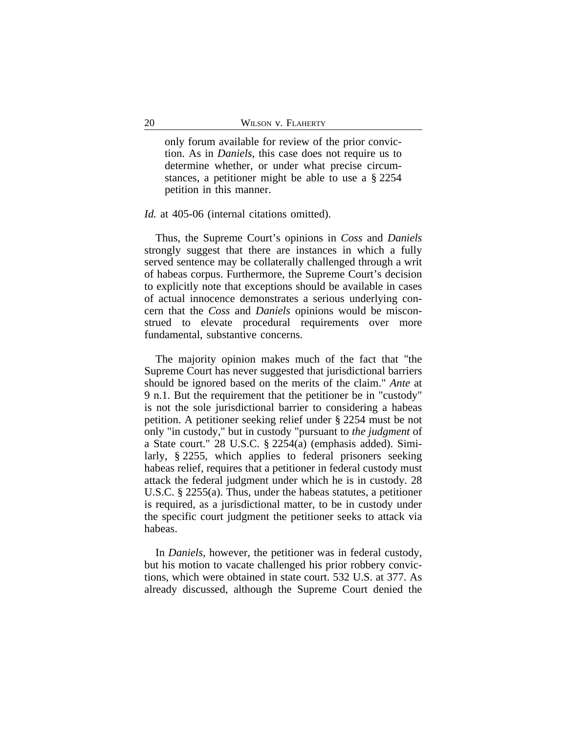> only forum available for review of the prior conviction. As in *Daniels*, this case does not require us to determine whether, or under what precise circumstances, a petitioner might be able to use a § 2254 petition in this manner.

*Id.* at 405-06 (internal citations omitted).

Thus, the Supreme Court's opinions in *Coss* and *Daniels* strongly suggest that there are instances in which a fully served sentence may be collaterally challenged through a writ of habeas corpus. Furthermore, the Supreme Court's decision to explicitly note that exceptions should be available in cases of actual innocence demonstrates a serious underlying concern that the *Coss* and *Daniels* opinions would be misconstrued to elevate procedural requirements over more fundamental, substantive concerns.

The majority opinion makes much of the fact that "the Supreme Court has never suggested that jurisdictional barriers should be ignored based on the merits of the claim." *Ante* at 9 n.1. But the requirement that the petitioner be in "custody" is not the sole jurisdictional barrier to considering a habeas petition. A petitioner seeking relief under § 2254 must be not only "in custody," but in custody "pursuant to *the judgment* of a State court." 28 U.S.C. § 2254(a) (emphasis added). Similarly, § 2255, which applies to federal prisoners seeking habeas relief, requires that a petitioner in federal custody must attack the federal judgment under which he is in custody. 28 U.S.C. § 2255(a). Thus, under the habeas statutes, a petitioner is required, as a jurisdictional matter, to be in custody under the specific court judgment the petitioner seeks to attack via habeas.

In *Daniels*, however, the petitioner was in federal custody, but his motion to vacate challenged his prior robbery convictions, which were obtained in state court. 532 U.S. at 377. As already discussed, although the Supreme Court denied the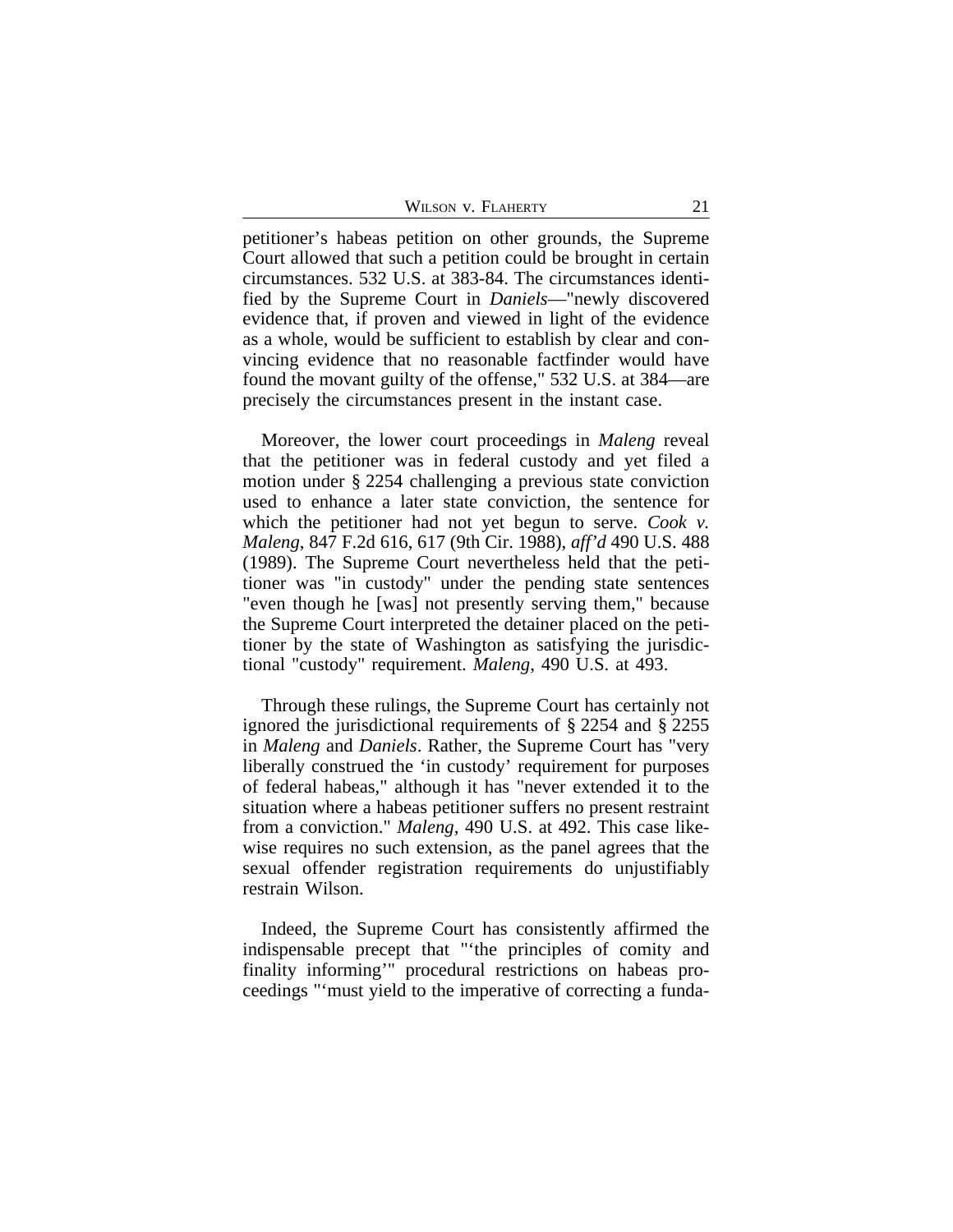petitioner's habeas petition on other grounds, the Supreme Court allowed that such a petition could be brought in certain circumstances. 532 U.S. at 383-84. The circumstances identified by the Supreme Court in *Daniels*—"newly discovered evidence that, if proven and viewed in light of the evidence as a whole, would be sufficient to establish by clear and convincing evidence that no reasonable factfinder would have found the movant guilty of the offense," 532 U.S. at 384—are precisely the circumstances present in the instant case.

Moreover, the lower court proceedings in *Maleng* reveal that the petitioner was in federal custody and yet filed a motion under § 2254 challenging a previous state conviction used to enhance a later state conviction, the sentence for which the petitioner had not yet begun to serve. *Cook v. Maleng*, 847 F.2d 616, 617 (9th Cir. 1988), *aff'd* 490 U.S. 488 (1989). The Supreme Court nevertheless held that the petitioner was "in custody" under the pending state sentences "even though he [was] not presently serving them," because the Supreme Court interpreted the detainer placed on the petitioner by the state of Washington as satisfying the jurisdictional "custody" requirement. *Maleng*, 490 U.S. at 493.

Through these rulings, the Supreme Court has certainly not ignored the jurisdictional requirements of § 2254 and § 2255 in *Maleng* and *Daniels*. Rather, the Supreme Court has "very liberally construed the 'in custody' requirement for purposes of federal habeas," although it has "never extended it to the situation where a habeas petitioner suffers no present restraint from a conviction." *Maleng*, 490 U.S. at 492. This case likewise requires no such extension, as the panel agrees that the sexual offender registration requirements do unjustifiably restrain Wilson.

Indeed, the Supreme Court has consistently affirmed the indispensable precept that "'the principles of comity and finality informing'" procedural restrictions on habeas proceedings "'must yield to the imperative of correcting a funda-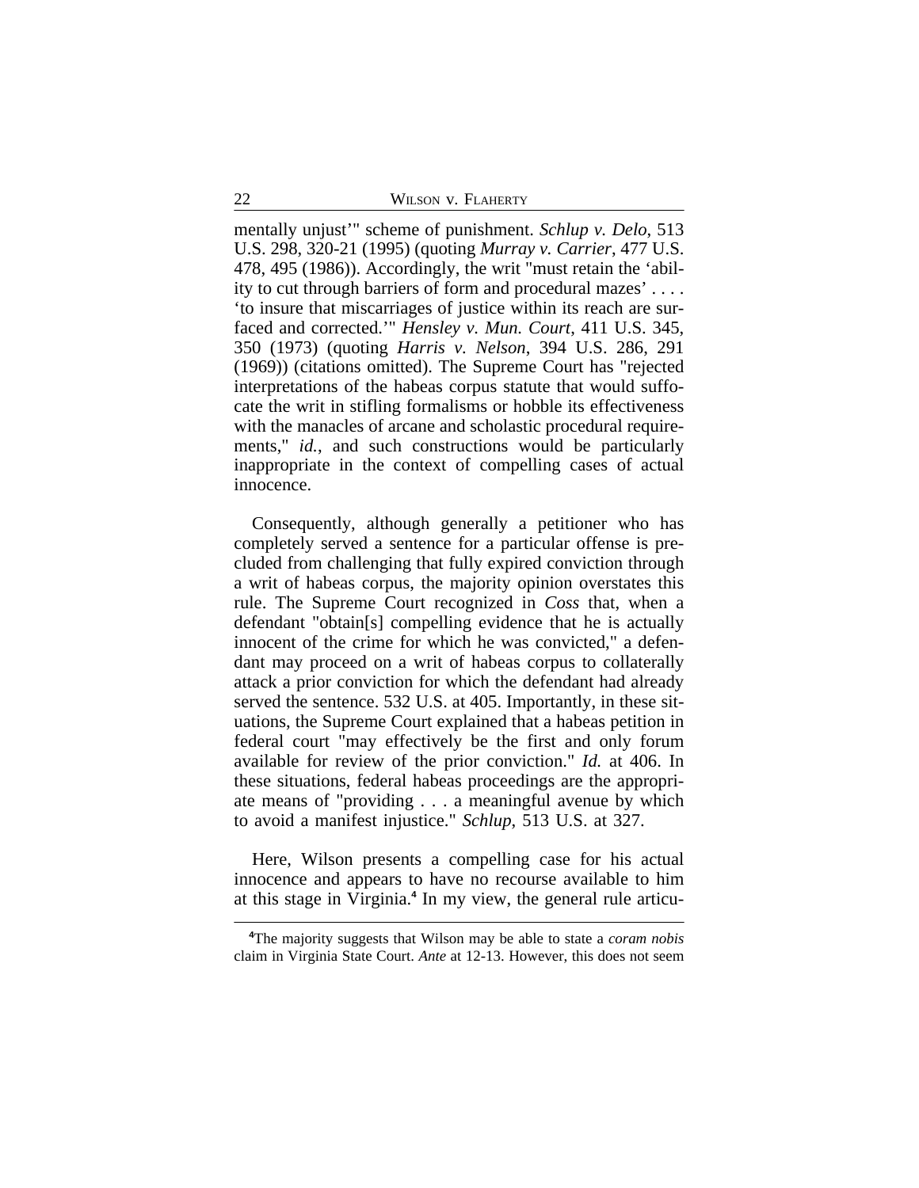mentally unjust'" scheme of punishment. *Schlup v. Delo*, 513 U.S. 298, 320-21 (1995) (quoting *Murray v. Carrier*, 477 U.S. 478, 495 (1986)). Accordingly, the writ "must retain the 'ability to cut through barriers of form and procedural mazes' . . . . 'to insure that miscarriages of justice within its reach are surfaced and corrected.'" *Hensley v. Mun. Court*, 411 U.S. 345, 350 (1973) (quoting *Harris v. Nelson*, 394 U.S. 286, 291 (1969)) (citations omitted). The Supreme Court has "rejected interpretations of the habeas corpus statute that would suffocate the writ in stifling formalisms or hobble its effectiveness with the manacles of arcane and scholastic procedural requirements," *id.*, and such constructions would be particularly inappropriate in the context of compelling cases of actual innocence.

Consequently, although generally a petitioner who has completely served a sentence for a particular offense is precluded from challenging that fully expired conviction through a writ of habeas corpus, the majority opinion overstates this rule. The Supreme Court recognized in *Coss* that, when a defendant "obtain[s] compelling evidence that he is actually innocent of the crime for which he was convicted," a defendant may proceed on a writ of habeas corpus to collaterally attack a prior conviction for which the defendant had already served the sentence. 532 U.S. at 405. Importantly, in these situations, the Supreme Court explained that a habeas petition in federal court "may effectively be the first and only forum available for review of the prior conviction." *Id.* at 406. In these situations, federal habeas proceedings are the appropriate means of "providing . . . a meaningful avenue by which to avoid a manifest injustice." *Schlup*, 513 U.S. at 327.

Here, Wilson presents a compelling case for his actual innocence and appears to have no recourse available to him at this stage in Virginia.[4] In my view, the general rule articu-

[4] The majority suggests that Wilson may be able to state a *coram nobis* claim in Virginia State Court. *Ante* at 12-13. However, this does not seem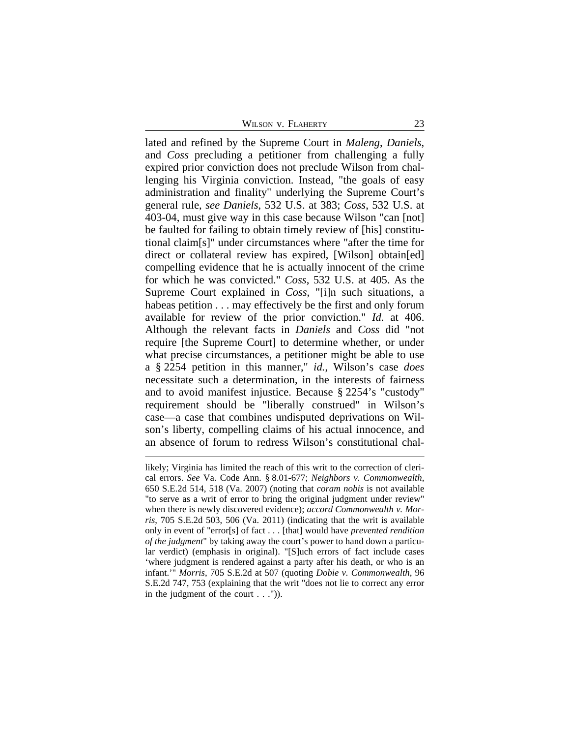lated and refined by the Supreme Court in *Maleng*, *Daniels*, and *Coss* precluding a petitioner from challenging a fully expired prior conviction does not preclude Wilson from challenging his Virginia conviction. Instead, "the goals of easy administration and finality" underlying the Supreme Court's general rule, *see Daniels*, 532 U.S. at 383; *Coss*, 532 U.S. at 403-04, must give way in this case because Wilson "can [not] be faulted for failing to obtain timely review of [his] constitutional claim[s]" under circumstances where "after the time for direct or collateral review has expired, [Wilson] obtain[ed] compelling evidence that he is actually innocent of the crime for which he was convicted." *Coss*, 532 U.S. at 405. As the Supreme Court explained in *Coss*, "[i]n such situations, a habeas petition . . . may effectively be the first and only forum available for review of the prior conviction." *Id.* at 406. Although the relevant facts in *Daniels* and *Coss* did "not require [the Supreme Court] to determine whether, or under what precise circumstances, a petitioner might be able to use a § 2254 petition in this manner," *id.*, Wilson's case *does* necessitate such a determination, in the interests of fairness and to avoid manifest injustice. Because § 2254's "custody" requirement should be "liberally construed" in Wilson's case—a case that combines undisputed deprivations on Wilson's liberty, compelling claims of his actual innocence, and an absence of forum to redress Wilson's constitutional chal-

---

likely; Virginia has limited the reach of this writ to the correction of clerical errors. *See* Va. Code Ann. § 8.01-677; *Neighbors v. Commonwealth*, 650 S.E.2d 514, 518 (Va. 2007) (noting that *coram nobis* is not available "to serve as a writ of error to bring the original judgment under review" when there is newly discovered evidence); *accord Commonwealth v. Morris*, 705 S.E.2d 503, 506 (Va. 2011) (indicating that the writ is available only in event of "error[s] of fact . . . [that] would have *prevented rendition of the judgment*" by taking away the court's power to hand down a particular verdict) (emphasis in original). "[S]uch errors of fact include cases 'where judgment is rendered against a party after his death, or who is an infant.'" *Morris*, 705 S.E.2d at 507 (quoting *Dobie v. Commonwealth*, 96 S.E.2d 747, 753 (explaining that the writ "does not lie to correct any error in the judgment of the court . . .")).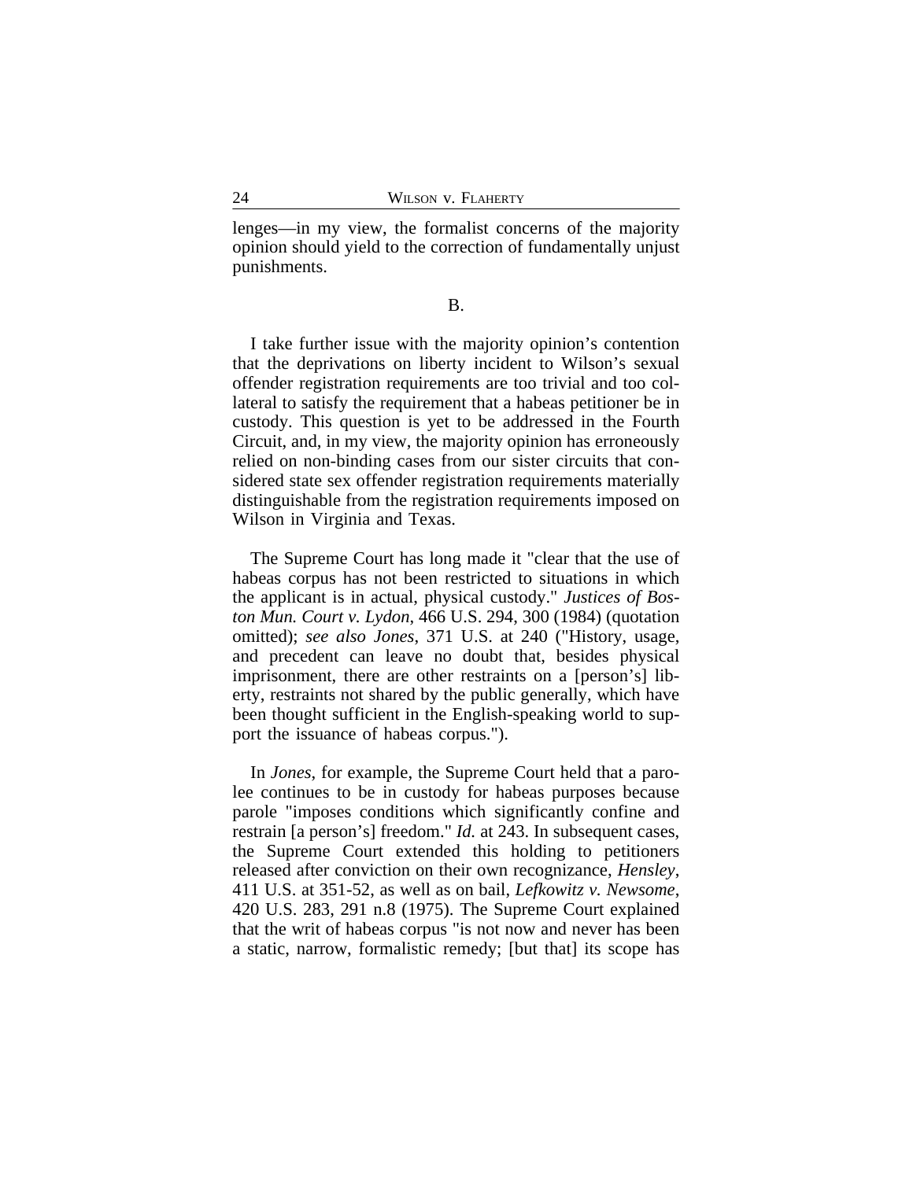lenges—in my view, the formalist concerns of the majority opinion should yield to the correction of fundamentally unjust punishments.

B.

I take further issue with the majority opinion's contention that the deprivations on liberty incident to Wilson's sexual offender registration requirements are too trivial and too collateral to satisfy the requirement that a habeas petitioner be in custody. This question is yet to be addressed in the Fourth Circuit, and, in my view, the majority opinion has erroneously relied on non-binding cases from our sister circuits that considered state sex offender registration requirements materially distinguishable from the registration requirements imposed on Wilson in Virginia and Texas.

The Supreme Court has long made it "clear that the use of habeas corpus has not been restricted to situations in which the applicant is in actual, physical custody." *Justices of Boston Mun. Court v. Lydon*, 466 U.S. 294, 300 (1984) (quotation omitted); *see also Jones*, 371 U.S. at 240 ("History, usage, and precedent can leave no doubt that, besides physical imprisonment, there are other restraints on a [person's] liberty, restraints not shared by the public generally, which have been thought sufficient in the English-speaking world to support the issuance of habeas corpus.").

In *Jones*, for example, the Supreme Court held that a parolee continues to be in custody for habeas purposes because parole "imposes conditions which significantly confine and restrain [a person's] freedom." *Id.* at 243. In subsequent cases, the Supreme Court extended this holding to petitioners released after conviction on their own recognizance, *Hensley*, 411 U.S. at 351-52, as well as on bail, *Lefkowitz v. Newsome*, 420 U.S. 283, 291 n.8 (1975). The Supreme Court explained that the writ of habeas corpus "is not now and never has been a static, narrow, formalistic remedy; [but that] its scope has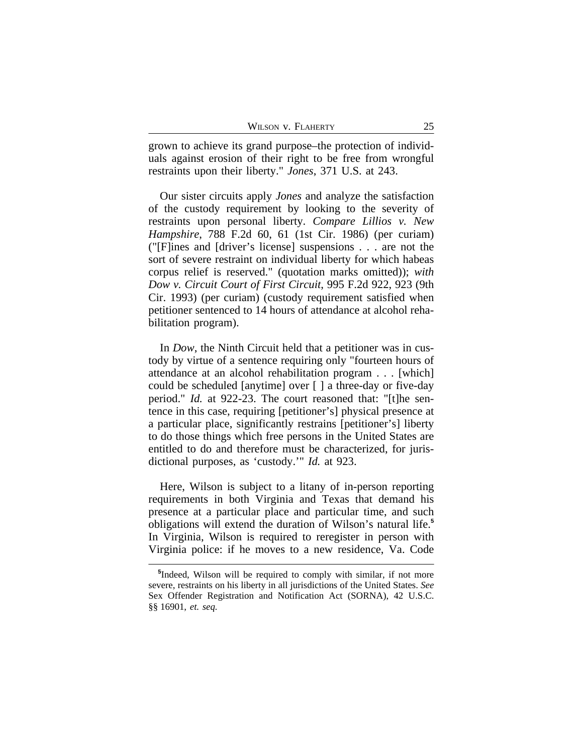grown to achieve its grand purpose–the protection of individuals against erosion of their right to be free from wrongful restraints upon their liberty." *Jones*, 371 U.S. at 243.

Our sister circuits apply *Jones* and analyze the satisfaction of the custody requirement by looking to the severity of restraints upon personal liberty. *Compare Lillios v. New Hampshire*, 788 F.2d 60, 61 (1st Cir. 1986) (per curiam) ("[F]ines and [driver's license] suspensions . . . are not the sort of severe restraint on individual liberty for which habeas corpus relief is reserved." (quotation marks omitted)); *with Dow v. Circuit Court of First Circuit*, 995 F.2d 922, 923 (9th Cir. 1993) (per curiam) (custody requirement satisfied when petitioner sentenced to 14 hours of attendance at alcohol rehabilitation program).

In *Dow*, the Ninth Circuit held that a petitioner was in custody by virtue of a sentence requiring only "fourteen hours of attendance at an alcohol rehabilitation program . . . [which] could be scheduled [anytime] over [ ] a three-day or five-day period." *Id.* at 922-23. The court reasoned that: "[t]he sentence in this case, requiring [petitioner's] physical presence at a particular place, significantly restrains [petitioner's] liberty to do those things which free persons in the United States are entitled to do and therefore must be characterized, for jurisdictional purposes, as 'custody.'" *Id.* at 923.

Here, Wilson is subject to a litany of in-person reporting requirements in both Virginia and Texas that demand his presence at a particular place and particular time, and such obligations will extend the duration of Wilson's natural life.[5] In Virginia, Wilson is required to reregister in person with Virginia police: if he moves to a new residence, Va. Code

[5]Indeed, Wilson will be required to comply with similar, if not more severe, restraints on his liberty in all jurisdictions of the United States. *See* Sex Offender Registration and Notification Act (SORNA), 42 U.S.C. §§ 16901, *et. seq.*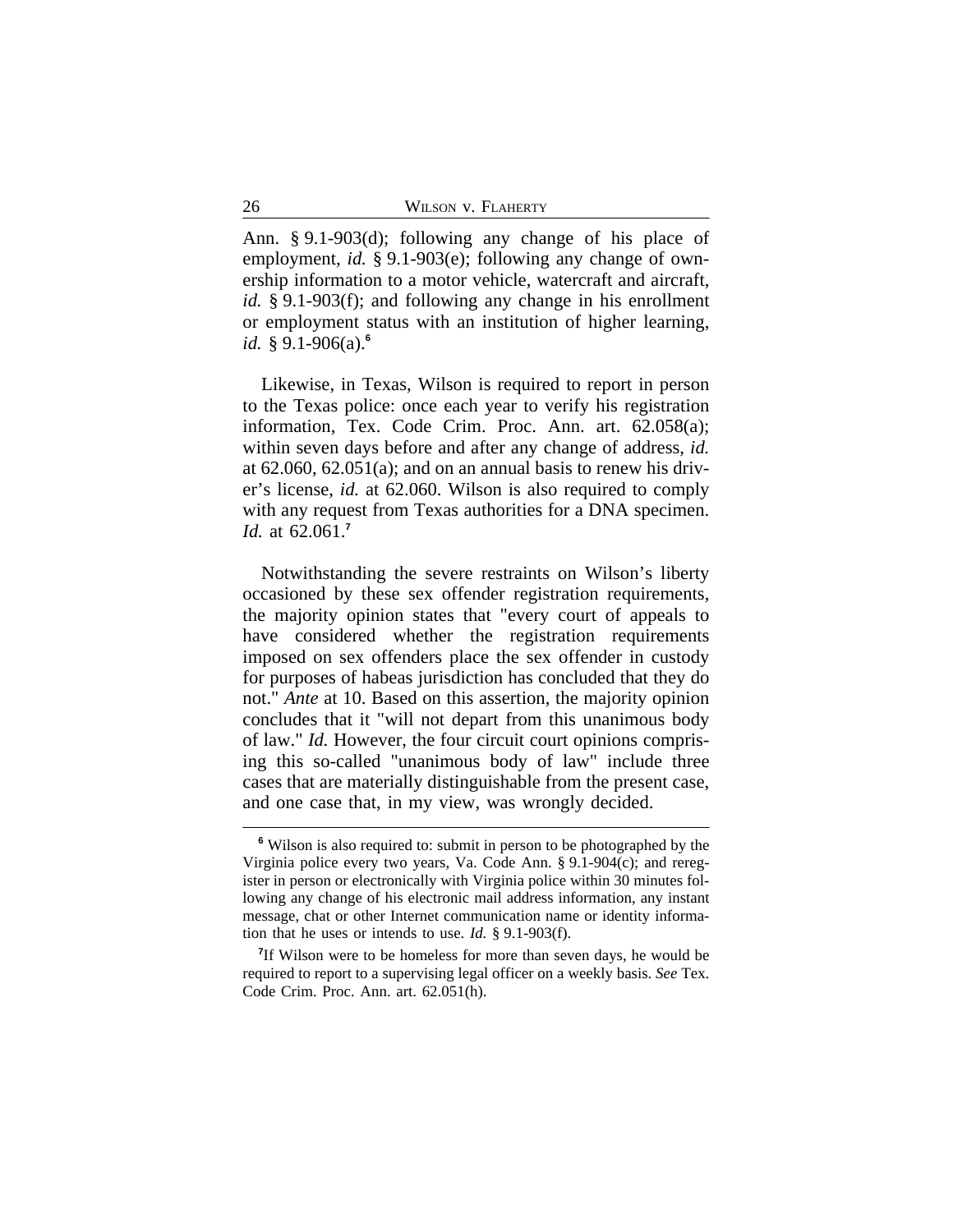Ann. § 9.1-903(d); following any change of his place of employment, *id.* § 9.1-903(e); following any change of ownership information to a motor vehicle, watercraft and aircraft, *id.* § 9.1-903(f); and following any change in his enrollment or employment status with an institution of higher learning, *id.* § 9.1-906(a).[6]

Likewise, in Texas, Wilson is required to report in person to the Texas police: once each year to verify his registration information, Tex. Code Crim. Proc. Ann. art. 62.058(a); within seven days before and after any change of address, *id.* at 62.060, 62.051(a); and on an annual basis to renew his driver's license, *id.* at 62.060. Wilson is also required to comply with any request from Texas authorities for a DNA specimen. *Id.* at 62.061.[7]

Notwithstanding the severe restraints on Wilson's liberty occasioned by these sex offender registration requirements, the majority opinion states that "every court of appeals to have considered whether the registration requirements imposed on sex offenders place the sex offender in custody for purposes of habeas jurisdiction has concluded that they do not." *Ante* at 10. Based on this assertion, the majority opinion concludes that it "will not depart from this unanimous body of law." *Id.* However, the four circuit court opinions comprising this so-called "unanimous body of law" include three cases that are materially distinguishable from the present case, and one case that, in my view, was wrongly decided.

---

[6] Wilson is also required to: submit in person to be photographed by the Virginia police every two years, Va. Code Ann. § 9.1-904(c); and reregister in person or electronically with Virginia police within 30 minutes following any change of his electronic mail address information, any instant message, chat or other Internet communication name or identity information that he uses or intends to use. *Id.* § 9.1-903(f).

[7] If Wilson were to be homeless for more than seven days, he would be required to report to a supervising legal officer on a weekly basis. *See* Tex. Code Crim. Proc. Ann. art. 62.051(h).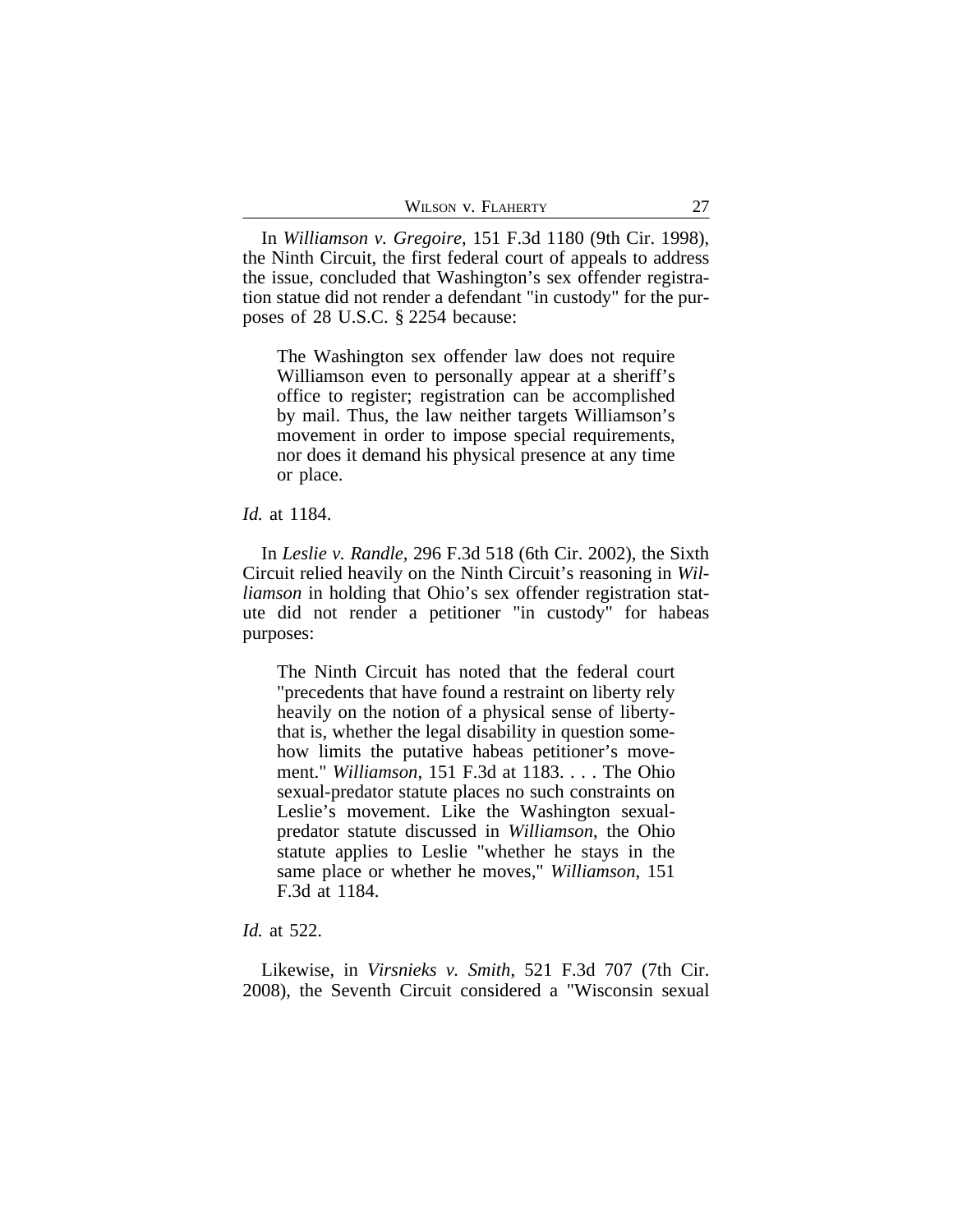In *Williamson v. Gregoire*, 151 F.3d 1180 (9th Cir. 1998), the Ninth Circuit, the first federal court of appeals to address the issue, concluded that Washington's sex offender registration statue did not render a defendant "in custody" for the purposes of 28 U.S.C. § 2254 because:

> The Washington sex offender law does not require Williamson even to personally appear at a sheriff's office to register; registration can be accomplished by mail. Thus, the law neither targets Williamson's movement in order to impose special requirements, nor does it demand his physical presence at any time or place.

*Id.* at 1184.

In *Leslie v. Randle*, 296 F.3d 518 (6th Cir. 2002), the Sixth Circuit relied heavily on the Ninth Circuit's reasoning in *Williamson* in holding that Ohio's sex offender registration statute did not render a petitioner "in custody" for habeas purposes:

> The Ninth Circuit has noted that the federal court "precedents that have found a restraint on liberty rely heavily on the notion of a physical sense of liberty-that is, whether the legal disability in question somehow limits the putative habeas petitioner's movement." *Williamson*, 151 F.3d at 1183. . . . The Ohio sexual-predator statute places no such constraints on Leslie's movement. Like the Washington sexual-predator statute discussed in *Williamson*, the Ohio statute applies to Leslie "whether he stays in the same place or whether he moves," *Williamson*, 151 F.3d at 1184.

*Id.* at 522.

Likewise, in *Virsnieks v. Smith*, 521 F.3d 707 (7th Cir. 2008), the Seventh Circuit considered a "Wisconsin sexual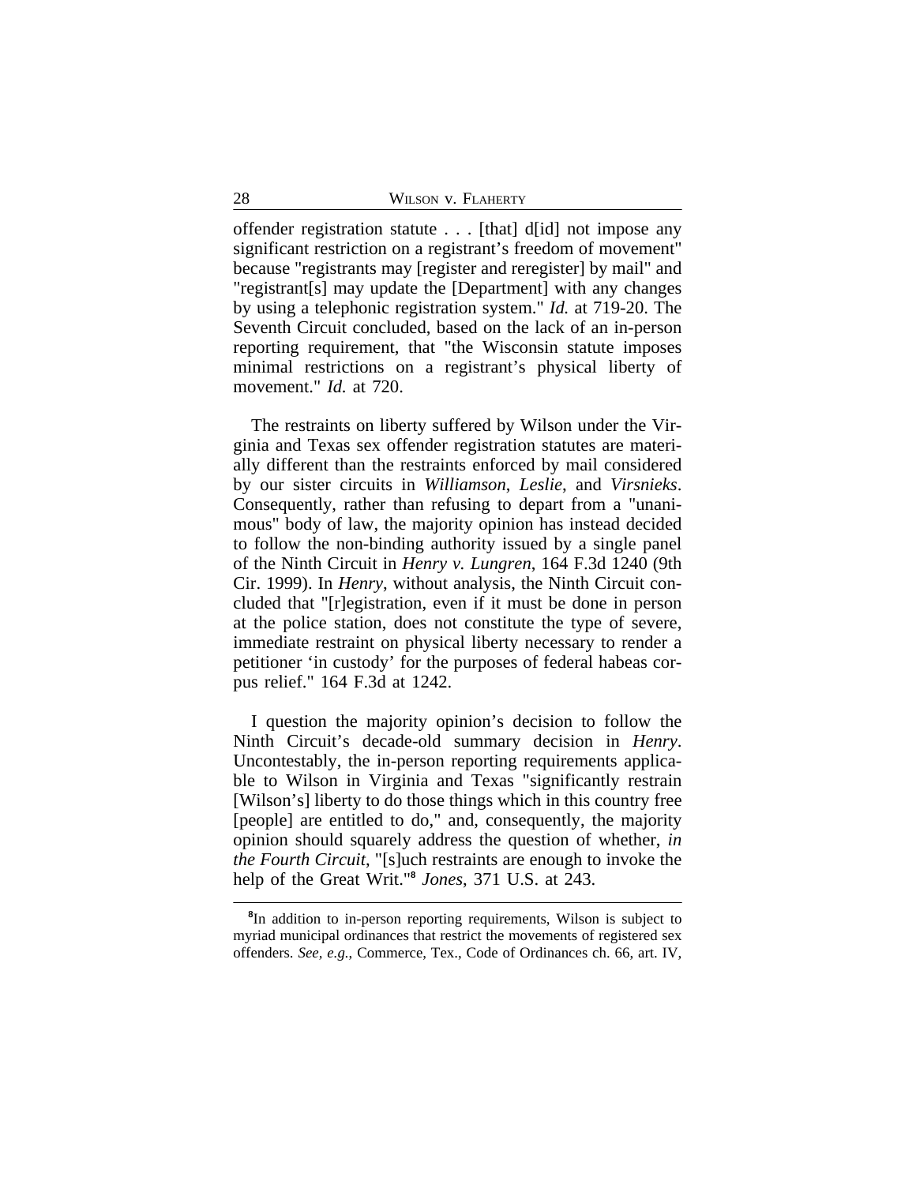offender registration statute . . . [that] d[id] not impose any significant restriction on a registrant's freedom of movement" because "registrants may [register and reregister] by mail" and "registrant[s] may update the [Department] with any changes by using a telephonic registration system." *Id.* at 719-20. The Seventh Circuit concluded, based on the lack of an in-person reporting requirement, that "the Wisconsin statute imposes minimal restrictions on a registrant's physical liberty of movement." *Id.* at 720.

The restraints on liberty suffered by Wilson under the Virginia and Texas sex offender registration statutes are materially different than the restraints enforced by mail considered by our sister circuits in *Williamson*, *Leslie*, and *Virsnieks*. Consequently, rather than refusing to depart from a "unanimous" body of law, the majority opinion has instead decided to follow the non-binding authority issued by a single panel of the Ninth Circuit in *Henry v. Lungren*, 164 F.3d 1240 (9th Cir. 1999). In *Henry*, without analysis, the Ninth Circuit concluded that "[r]egistration, even if it must be done in person at the police station, does not constitute the type of severe, immediate restraint on physical liberty necessary to render a petitioner 'in custody' for the purposes of federal habeas corpus relief." 164 F.3d at 1242.

I question the majority opinion's decision to follow the Ninth Circuit's decade-old summary decision in *Henry*. Uncontestably, the in-person reporting requirements applicable to Wilson in Virginia and Texas "significantly restrain [Wilson's] liberty to do those things which in this country free [people] are entitled to do," and, consequently, the majority opinion should squarely address the question of whether, *in the Fourth Circuit*, "[s]uch restraints are enough to invoke the help of the Great Writ."[8] *Jones*, 371 U.S. at 243.

---

[8]In addition to in-person reporting requirements, Wilson is subject to myriad municipal ordinances that restrict the movements of registered sex offenders. *See, e.g.*, Commerce, Tex., Code of Ordinances ch. 66, art. IV,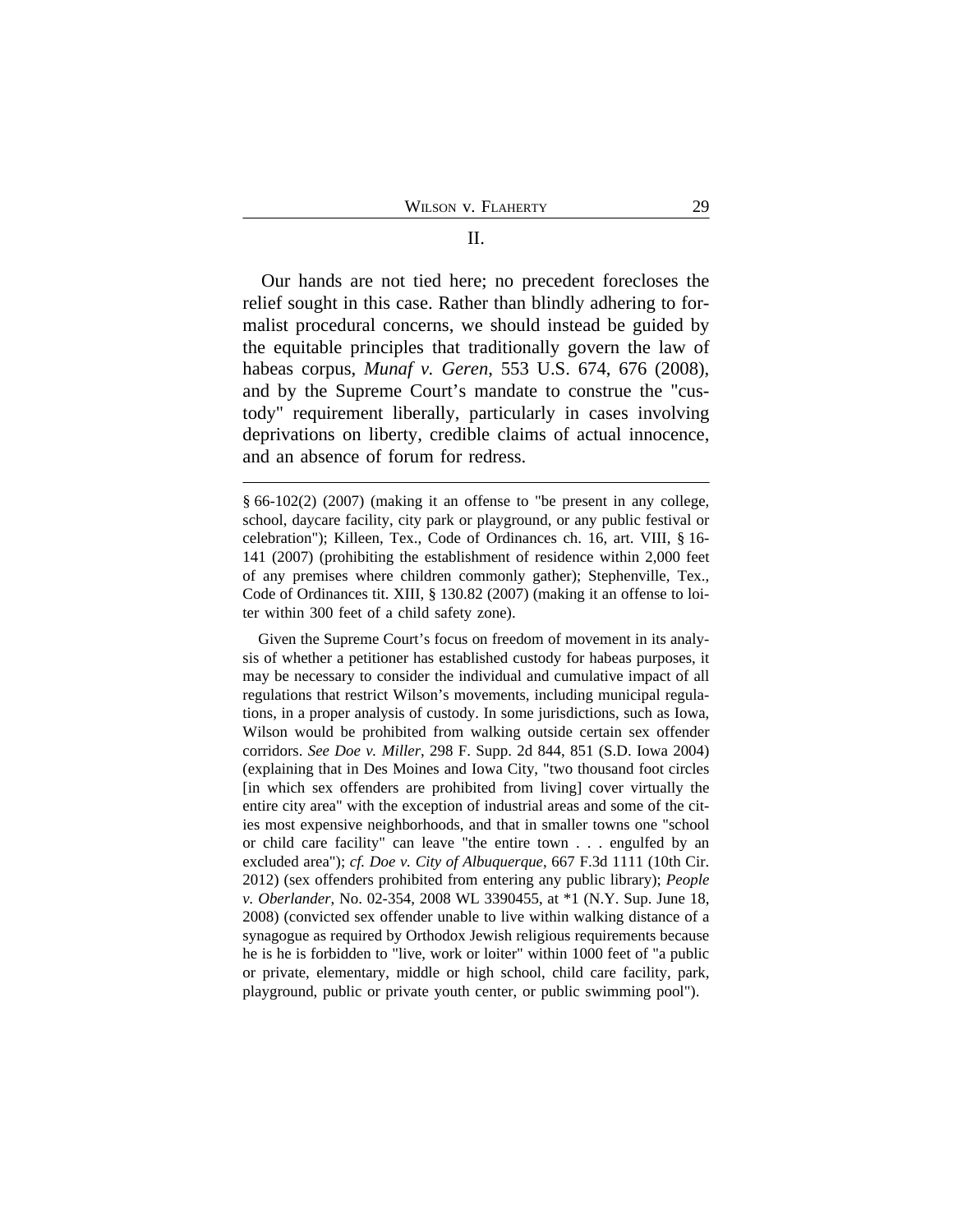## II.

Our hands are not tied here; no precedent forecloses the relief sought in this case. Rather than blindly adhering to formalist procedural concerns, we should instead be guided by the equitable principles that traditionally govern the law of habeas corpus, *Munaf v. Geren*, 553 U.S. 674, 676 (2008), and by the Supreme Court's mandate to construe the "custody" requirement liberally, particularly in cases involving deprivations on liberty, credible claims of actual innocence, and an absence of forum for redress.

---

§ 66-102(2) (2007) (making it an offense to "be present in any college, school, daycare facility, city park or playground, or any public festival or celebration"); Killeen, Tex., Code of Ordinances ch. 16, art. VIII, § 16-141 (2007) (prohibiting the establishment of residence within 2,000 feet of any premises where children commonly gather); Stephenville, Tex., Code of Ordinances tit. XIII, § 130.82 (2007) (making it an offense to loiter within 300 feet of a child safety zone).

Given the Supreme Court's focus on freedom of movement in its analysis of whether a petitioner has established custody for habeas purposes, it may be necessary to consider the individual and cumulative impact of all regulations that restrict Wilson's movements, including municipal regulations, in a proper analysis of custody. In some jurisdictions, such as Iowa, Wilson would be prohibited from walking outside certain sex offender corridors. *See Doe v. Miller*, 298 F. Supp. 2d 844, 851 (S.D. Iowa 2004) (explaining that in Des Moines and Iowa City, "two thousand foot circles [in which sex offenders are prohibited from living] cover virtually the entire city area" with the exception of industrial areas and some of the cities most expensive neighborhoods, and that in smaller towns one "school or child care facility" can leave "the entire town . . . engulfed by an excluded area"); *cf. Doe v. City of Albuquerque*, 667 F.3d 1111 (10th Cir. 2012) (sex offenders prohibited from entering any public library); *People v. Oberlander*, No. 02-354, 2008 WL 3390455, at *1 (N.Y. Sup. June 18, 2008) (convicted sex offender unable to live within walking distance of a synagogue as required by Orthodox Jewish religious requirements because he is he is forbidden to "live, work or loiter" within 1000 feet of "a public or private, elementary, middle or high school, child care facility, park, playground, public or private youth center, or public swimming pool").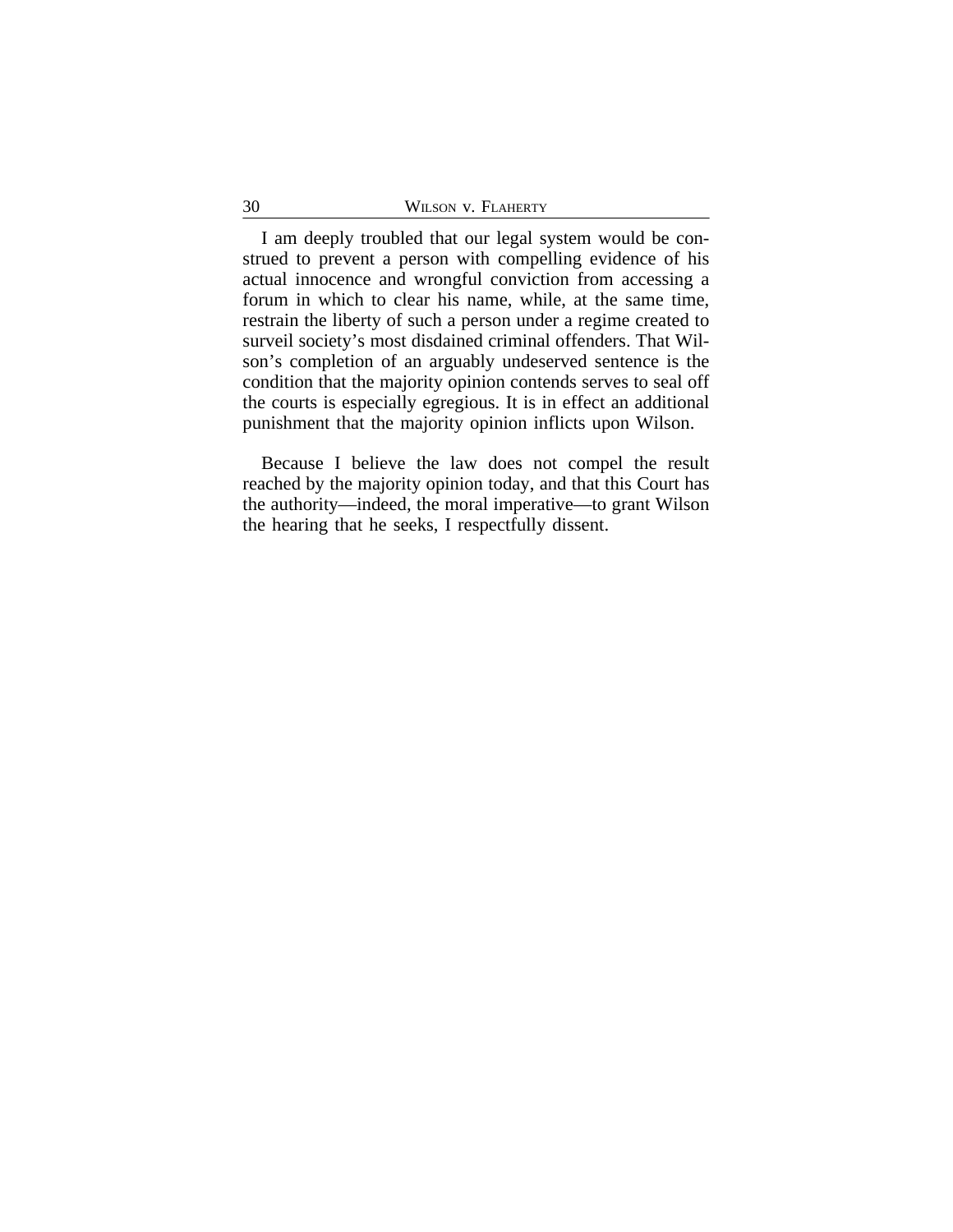I am deeply troubled that our legal system would be construed to prevent a person with compelling evidence of his actual innocence and wrongful conviction from accessing a forum in which to clear his name, while, at the same time, restrain the liberty of such a person under a regime created to surveil society's most disdained criminal offenders. That Wilson's completion of an arguably undeserved sentence is the condition that the majority opinion contends serves to seal off the courts is especially egregious. It is in effect an additional punishment that the majority opinion inflicts upon Wilson.

Because I believe the law does not compel the result reached by the majority opinion today, and that this Court has the authority—indeed, the moral imperative—to grant Wilson the hearing that he seeks, I respectfully dissent.